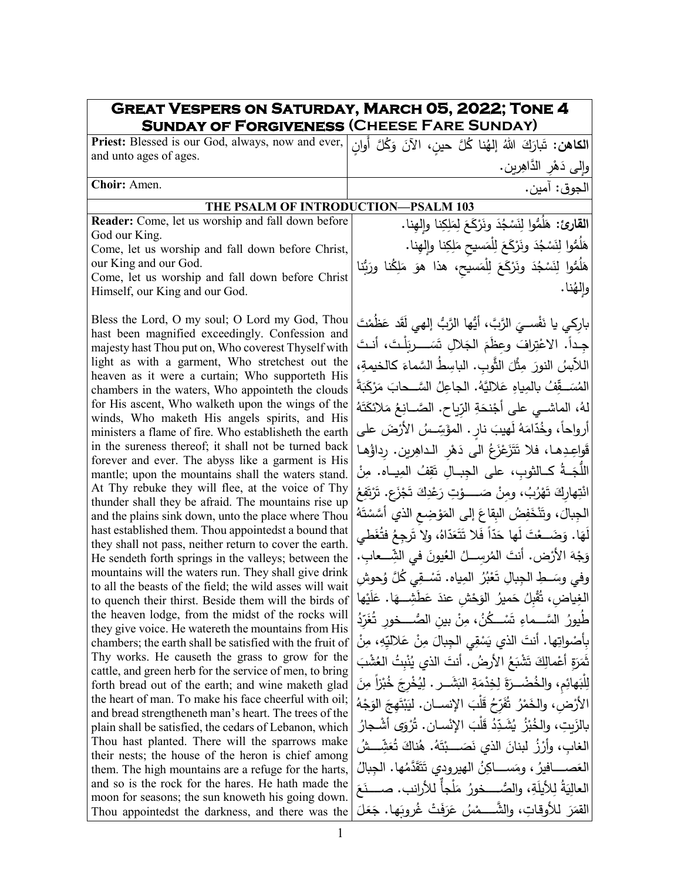# Great Vespers on Saturday, March 05, 2022; Tone 4
## Sunday of Forgiveness (Cheese Fare Sunday)

| | |
|---|---|
| **Priest:** Blessed is our God, always, now and ever, and unto ages of ages. | **الكاهن:** تَبارَكَ اللهُ إلهُنا كُلَّ حينٍ، الآنَ وَكُلَّ أَوانٍ وإلى دَهْرِ الدَّاهِرين. |
| **Choir:** Amen. | الجوق: آمين. |

### THE PSALM OF INTRODUCTION—PSALM 103

| | |
|---|---|
| **Reader:** Come, let us worship and fall down before God our King.<br>Come, let us worship and fall down before Christ, our King and our God.<br>Come, let us worship and fall down before Christ Himself, our King and our God. | **القارئ:** هَلُمُّوا لِنَسْجُدَ ونَرْكَعَ لِمَلِكِنا وإلهِنا.<br>هَلُمُّوا لِنَسْجُدَ ونَرْكَعَ لِلْمَسيحِ مَلِكِنا وإلهِنا.<br>هَلُمُّوا لِنَسْجُدَ ونَرْكَعَ لِلْمَسيحِ، هذا هوَ مَلِكُنا ورَبُّنا وإلهُنا. |
| Bless the Lord, O my soul; O Lord my God, Thou hast been magnified exceedingly. Confession and majesty hast Thou put on, Who coverest Thyself with light as with a garment, Who stretchest out the heaven as it were a curtain; Who supporteth His chambers in the waters, Who appointeth the clouds for His ascent, Who walketh upon the wings of the winds, Who maketh His angels spirits, and His ministers a flame of fire. Who establisheth the earth in the sureness thereof; it shall not be turned back forever and ever. The abyss like a garment is His mantle; upon the mountains shall the waters stand. At Thy rebuke they will flee, at the voice of Thy thunder shall they be afraid. The mountains rise up and the plains sink down, unto the place where Thou hast established them. Thou appointedst a bound that they shall not pass, neither return to cover the earth. He sendeth forth springs in the valleys; between the mountains will the waters run. They shall give drink to all the beasts of the field; the wild asses will wait to quench their thirst. Beside them will the birds of the heaven lodge, from the midst of the rocks will they give voice. He watereth the mountains from His chambers; the earth shall be satisfied with the fruit of Thy works. He causeth the grass to grow for the cattle, and green herb for the service of men, to bring forth bread out of the earth; and wine maketh glad the heart of man. To make his face cheerful with oil; and bread strengtheneth man's heart. The trees of the plain shall be satisfied, the cedars of Lebanon, which Thou hast planted. There will the sparrows make their nests; the house of the heron is chief among them. The high mountains are a refuge for the harts, and so is the rock for the hares. He hath made the moon for seasons; the sun knoweth his going down. Thou appointedst the darkness, and there was the | باركي يا نَفْسـيَ الرَّبَّ، أيُّها الرَّبُّ إلهي لَقَد عَظُمْتَ جِـداً. الاعْتِرافَ وعِظَمَ الجَلالِ تَسَـربَلْـتَ، أنـتَ اللاّبسُ النورَ مِثْلَ الثَّوبِ. الباسِطُ السَّماءَ كالخيمةِ، المُسَـقِّفُ بالمِياهِ عَلاليَّهُ. الجاعِلُ السَّـحابَ مَرْكَبَةً لهُ، الماشـي على أجْنحَةِ الرِّياح. الصَّـانِعُ مَلائكَتَهُ أرواحاً، وخُدّامَهُ لَهيبَ نارٍ. المؤَسِّـسُ الأرْضَ على قَواعِـدِهـا، فلا تَتَزَعْزَعُ الى دَهْرِ الـداهِرين. رِداؤُها اللُّجَـةُ كـالثوبِ، على الجِبـالِ تَقِفُ الميـاه. مِنْ انْتِهارِكَ تَهْرُبُ، ومِنْ صَـوْتِ رَعْدِكَ تَجْزَع. تَرْتَفِعُ الجِبالَ، وتَنْخَفِضُ البِقاعَ إلى المَوْضِعِ الذي أسَّسْتَهُ لَهَا. وَضَـعْتَ لَها حَدّاً فَلا تَتَعَدّاهُ، ولا تَرجِعُ فتُغَطي وَجْهَ الأرْض. أنتَ المُرسِـلُ العُيونَ في الشِّـعابِ. وفي وسَـطِ الجِبالِ تَعْبُرُ المِياه. تَسْـقِي كُلَّ وُحوشِ الغِياضِ، تُقْبِلُ حَميرُ الوَحْشِ عندَ عَطَشِـهَا. عَلَيْها طُيورُ السَّـماءِ تَسْـكُنُ، مِنْ بينِ الصُّـخورِ تُغَرِّدُ بِأَصْواتِها. أنتَ الذي يَسْقِي الجِبالَ مِنْ عَلاليّهِ، مِنْ ثَمَرَةِ أعْمالِكَ تَشْبَعُ الأرضُ. أنتَ الذي يُنْبِتُ العُشْبَ لِلْبَهائمِ، والخُضْـرَةَ لِخِدْمَةِ البَشَـر. لِيُخْرِجَ خُبْزاً مِنَ الأرْضِ، والخَمْرُ تُفَرِّحُ قَلْبَ الإنسـان. لِيَبْتَهِجَ الوَجْهُ بالزَيْتِ، والخُبْزُ يُشَـدِّدُ قَلْبَ الإنْسـان. تُرْوَى أشْـجارُ الغابِ، وأَرْزُ لبنانَ الذي نَصَـبْتَهُ. هُناكَ تُعَشِّـشُ العَصـافيرُ، ومَسـاكِنُ الهيرودي تَتَقَدَّمُها. الجِبالُ العالِيَةُ لِلأَيلَةِ، والصُّـخورُ مَلْجأٌ للأرانب. صَـنَعَ القمَرَ للأوقاتِ، والشَّـمْسُ عَرَفَتْ غُروبَها. جَعَلَ |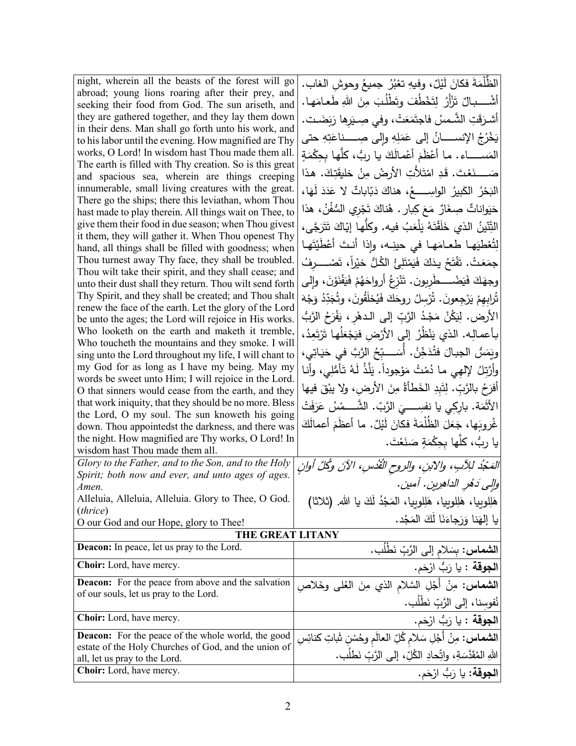| night, wherein all the beasts of the forest will go abroad; young lions roaring after their prey, and seeking their food from God. The sun ariseth, and they are gathered together, and they lay them down in their dens. Man shall go forth unto his work, and to his labor until the evening. How magnified are Thy works, O Lord! In wisdom hast Thou made them all. The earth is filled with Thy creation. So is this great and spacious sea, wherein are things creeping innumerable, small living creatures with the great. There go the ships; there this leviathan, whom Thou hast made to play therein. All things wait on Thee, to give them their food in due season; when Thou givest it them, they will gather it. When Thou openest Thy hand, all things shall be filled with goodness; when Thou turnest away Thy face, they shall be troubled. Thou wilt take their spirit, and they shall cease; and unto their dust shall they return. Thou wilt send forth Thy Spirit, and they shall be created; and Thou shalt renew the face of the earth. Let the glory of the Lord be unto the ages; the Lord will rejoice in His works. Who looketh on the earth and maketh it tremble, Who toucheth the mountains and they smoke. I will sing unto the Lord throughout my life, I will chant to my God for as long as I have my being. May my words be sweet unto Him; I will rejoice in the Lord. O that sinners would cease from the earth, and they that work iniquity, that they should be no more. Bless the Lord, O my soul. The sun knoweth his going down. Thou appointedst the darkness, and there was the night. How magnified are Thy works, O Lord! In wisdom hast Thou made them all. | الظُّلْمَةَ فكانَ لَيْلٌ، وفيهِ تعْبُرُ جميعُ وحوشِ الغاب. أشْـــبالٌ تَزْأَرُ لِتَخْطُفَ وتَطْلُبَ مِنَ اللهِ طَعامَها. أشرَقَتِ الشَّمسُ فاجتَمَعَتْ، وفي صِيَرِها رَبَضَت. يَخْرُجُ الإنســـانُ إلى عَمَلِهِ وإلى صِـــناعَتِهِ حتى المَســـاء. ما أَعْظَمَ أَعْمالَكَ يا ربُّ، كلَّها بِحِكْمَةٍ صَـــنَعْتَ. قَدِ امْتَلأَتِ الأرضُ مِنْ خليقَتِكَ. هذا البَحْرُ الكَبيرُ الواسِـــعُ، هناكَ دَبّاباتٌ لا عَدَدَ لَهَا، حَيَواناتٌ صِغَارٌ مَعَ كِبار. هُناكَ تَجْرِي السُّفُنُ، هذا التِّنّينُ الذي خَلَقْتَهُ يَلْعَبُ فيه. وكلُّها إيّاكَ تَتَرَجَّى، لِتُعْطِيَها طعامَها في حينِه، وإذا أنتَ أَعْطَيْتَها جمَعَتْ. تَفْتَحُ يدَكَ فَيَمْتَلِئُ الكُلُّ خيْراً، تَصْـــرِفُ وجهَكَ فَيَضْـــطَرِبون. تَنْزِعُ أرواحَهُمْ فَيَفْنَوْنَ، وإلى تُرابِهِمْ يَرْجِعونَ. تُرْسِلُ روحَكَ فَيُخلَقُونَ، وتُجَدِّدُ وَجْهَ الأرض. لِيَكُنْ مَجْدُ الرَّبِّ إلى الدهْرِ، يَفْرَحُ الرَّبُّ بأعمالِه. الذي يَنْظُرُ إلى الأرْضِ فيَجْعَلُها تَرْتَعِدُ، ويَمَسُّ الجبالَ فتُدَخِّنُ. أُسَـــبِّحُ الرَّبَّ في حَيَاتِي، وأُرَتِّلُ لإلهِي ما دُمْتُ مَوْجوداً. يَلَذُّ لَهُ تَأمُّلِي، وأنا أفرَحُ بالرَّبّ. لِتَبِدِ الخَطأةُ مِنَ الأرضِ، ولا يَبْقَ فيها الأَثَمَة. بارِكِي يا نفسِـــيَ الرَّبّ. الشَّـــمْسُ عَرَفَتْ غُروبَها، جَعَلَ الظُلْمَةَ فكانَ لَيْلٌ. ما أعظَمَ أعمالَكَ يا ربُّ، كلَّها بِحِكْمَةٍ صَنَعْتَ. |
|---|---|
| *Glory to the Father, and to the Son, and to the Holy Spirit; both now and ever, and unto ages of ages. Amen.* Alleluia, Alleluia, Alleluia. Glory to Thee, O God. (*thrice*) O our God and our Hope, glory to Thee! | *المَجْدُ للآبِ، والابنِ، والروحِ القُدُسِ، الآنَ وكُلَّ أوانٍ وإلى دَهْرِ الداهرين. آمين.* هَلِلوييا، هَلِلوييا، هَلِلوييا، المَجْدُ لَكَ يا الله. (ثلاثا) يا إلهَنا وَرَجاءَنا لَكَ المَجْد. |
| **THE GREAT LITANY** | |
| **Deacon:** In peace, let us pray to the Lord. | **الشماس:** بِسَلامٍ إلى الرَّبِّ نَطْلُب. |
| **Choir:** Lord, have mercy. | **الجوقة :** يا رَبُّ ارْحَم. |
| **Deacon:** For the peace from above and the salvation of our souls, let us pray to the Lord. | **الشماس:** مِنْ أَجْلِ السَّلامِ الذي مِنَ العُلى وخَلاصِ نُفوسِنا، إلى الرَّبِّ نَطْلُب. |
| **Choir:** Lord, have mercy. | **الجوقة :** يا رَبُّ ارْحَم. |
| **Deacon:** For the peace of the whole world, the good estate of the Holy Churches of God, and the union of all, let us pray to the Lord. | **الشماس:** مِنْ أَجْلِ سَلامِ كُلِّ العالَمِ وحُسْنِ ثَباتِ كنائِسِ اللهِ المُقَدَّسَةِ، واتِّحادِ الكُلِّ، إلى الرَّبِّ نَطْلُب. |
| **Choir:** Lord, have mercy. | **الجوقة:** يا رَبُّ ارْحَم. |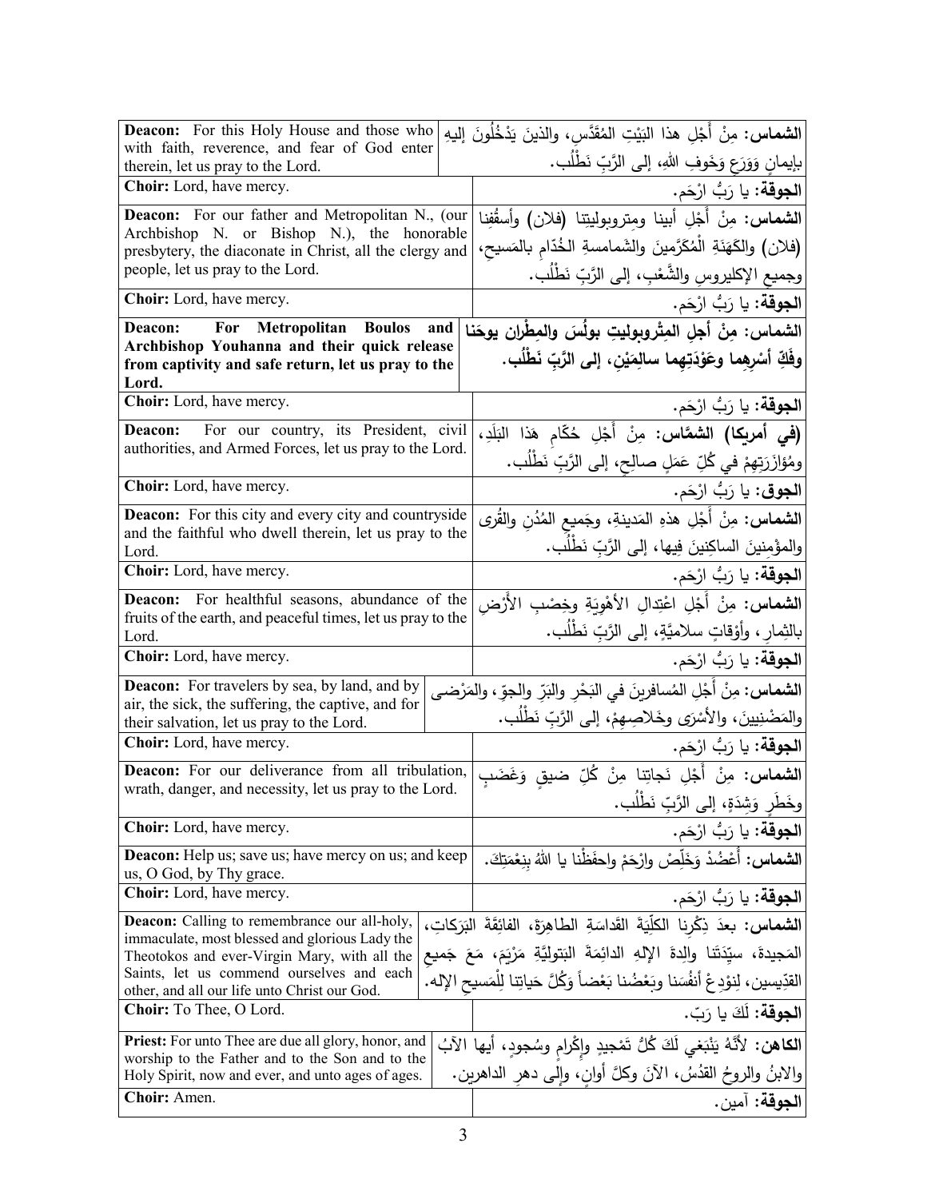| | |
|---|---|
| **Deacon:** For this Holy House and those who with faith, reverence, and fear of God enter therein, let us pray to the Lord. | **الشماس:** مِنْ أَجْلِ هذا البَيْتِ المُقَدَّسِ، والذينَ يَدْخُلُونَ إليهِ بإيمانٍ وَوَرَعٍ وَخَوفِ اللهِ، إلى الرَّبِّ نَطْلُب. |
| **Choir:** Lord, have mercy. | **الجوقة:** يا رَبُّ ارْحَم. |
| **Deacon:** For our father and Metropolitan N., (our Archbishop N. or Bishop N.), the honorable presbytery, the diaconate in Christ, all the clergy and people, let us pray to the Lord. | **الشماس:** مِنْ أَجْلِ أبينا ومتروبوليتِنا (فلان) وأسقُفِنا (فلان) والكَهَنَةِ الْمُكَرَّمينَ والشَمامسةِ الخُدّامِ بالمَسيحِ، وجميعِ الإكليروسِ والشَّعْبِ، إلى الرَّبِّ نَطْلُب. |
| **Choir:** Lord, have mercy. | **الجوقة:** يا رَبُّ ارْحَم. |
| **Deacon: For Metropolitan Boulos and Archbishop Youhanna and their quick release from captivity and safe return, let us pray to the Lord.** | **الشماس: مِنْ أجلِ المِتْروبوليتِ بولُسَ والمِطْران يوحَنا وفَكِّ أَسْرِهِما وعَوْدَتِهِما سالِمَيْنِ، إلى الرَّبِّ نَطْلُب.** |
| **Choir:** Lord, have mercy. | **الجوقة:** يا رَبُّ ارْحَم. |
| **Deacon:** For our country, its President, civil authorities, and Armed Forces, let us pray to the Lord. | **(في أمريكا) الشمّاس:** مِنْ أَجْلِ حُكّامِ هَذا البَلَدِ، ومُؤازَرَتِهِمْ في كُلِّ عَمَلٍ صالِحٍ، إلى الرَّبِّ نَطْلُب. |
| **Choir:** Lord, have mercy. | **الجوق:** يا رَبُّ ارْحَم. |
| **Deacon:** For this city and every city and countryside and the faithful who dwell therein, let us pray to the Lord. | **الشماس:** مِنْ أَجْلِ هذهِ المَدينةِ، وجَميعِ المُدُنِ والقُرى والمؤْمِنينَ الساكِنينَ فِيها، إلى الرَّبِّ نَطْلُب. |
| **Choir:** Lord, have mercy. | **الجوقة:** يا رَبُّ ارْحَم. |
| **Deacon:** For healthful seasons, abundance of the fruits of the earth, and peaceful times, let us pray to the Lord. | **الشماس:** مِنْ أَجْلِ اعْتِدالِ الأَهْوِيَةِ وخِصْبِ الأَرْضِ بالثِمارِ، وأَوْقاتٍ سلاميَّةٍ، إلى الرَّبِّ نَطْلُب. |
| **Choir:** Lord, have mercy. | **الجوقة:** يا رَبُّ ارْحَم. |
| **Deacon:** For travelers by sea, by land, and by air, the sick, the suffering, the captive, and for their salvation, let us pray to the Lord. | **الشماس:** مِنْ أَجْلِ المُسافرينَ في البَحْرِ والبَرِّ والجوّ، والمَرْضى والمَضْنِيينَ، والأَسْرَى وخَلاصِهِمْ، إلى الرَّبِّ نَطْلُب. |
| **Choir:** Lord, have mercy. | **الجوقة:** يا رَبُّ ارْحَم. |
| **Deacon:** For our deliverance from all tribulation, wrath, danger, and necessity, let us pray to the Lord. | **الشماس:** مِنْ أَجْلِ نَجاتِنا مِنْ كُلِّ ضيقٍ وَغَضَبٍ وخَطَرٍ وَشِدَةٍ، إلى الرَّبِّ نَطْلُب. |
| **Choir:** Lord, have mercy. | **الجوقة:** يا رَبُّ ارْحَم. |
| **Deacon:** Help us; save us; have mercy on us; and keep us, O God, by Thy grace. | **الشماس:** أَعْضُدْ وَخَلِّصْ وارْحَمْ واحفَظْنا يا اللهُ بِنِعْمَتِكَ. |
| **Choir:** Lord, have mercy. | **الجوقة:** يا رَبُّ ارْحَم. |
| **Deacon:** Calling to remembrance our all-holy, immaculate, most blessed and glorious Lady the Theotokos and ever-Virgin Mary, with all the Saints, let us commend ourselves and each other, and all our life unto Christ our God. | **الشماس:** بعدَ ذِكْرِنا الكلِّيَةَ القَداسَةِ الطاهِرَةَ، الفائِقَةَ البَرَكاتِ، المَجيدةَ، سيّدَتَنا والدةَ الإلهِ الدائِمَةَ البَتوليَّةِ مَرْيَمَ، مَعَ جَميعِ القدّيسين، لِنوْدِعْ أنفُسَنا وبَعْضُنا بَعْضاً وَكُلَّ حَياتِنا لِلْمَسيحِ الإله. |
| **Choir:** To Thee, O Lord. | **الجوقة:** لَكَ يا رَبّ. |
| **Priest:** For unto Thee are due all glory, honor, and worship to the Father and to the Son and to the Holy Spirit, now and ever, and unto ages of ages. | **الكاهن:** لأنَّهُ يَنْبَغي لَكَ كُلُّ تَمْجيدٍ وإِكْرامٍ وسُجودٍ، أيها الآبُ والابنُ والروحُ القدُسُ، الآنَ وكلَّ أوانٍ، وإلى دهرِ الداهرين. |
| **Choir:** Amen. | **الجوقة:** آمين. |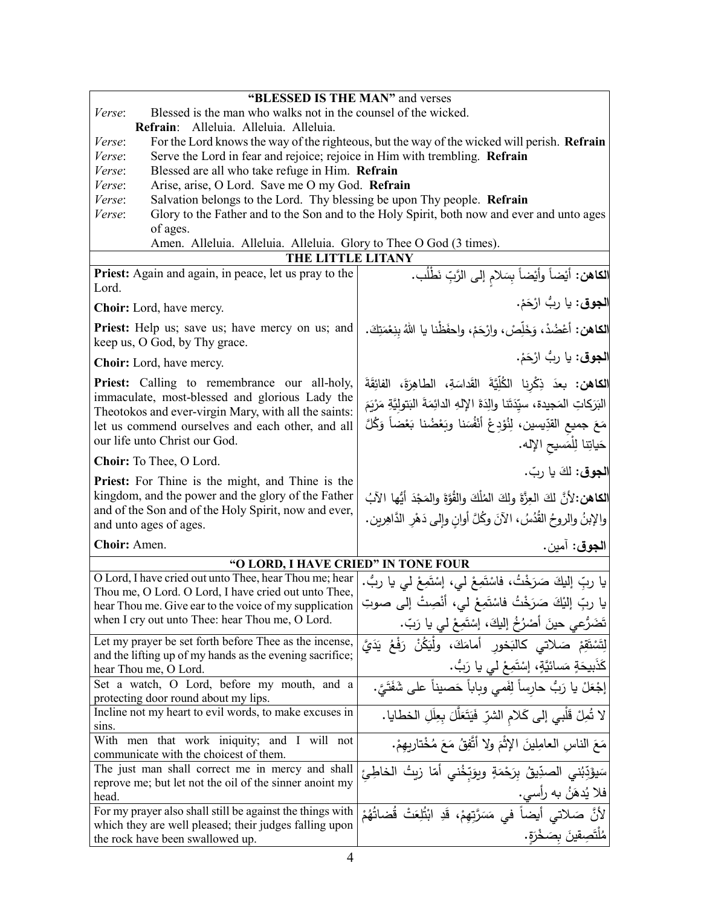## "BLESSED IS THE MAN" and verses

*Verse*: Blessed is the man who walks not in the counsel of the wicked.

**Refrain**: Alleluia. Alleluia. Alleluia.

*Verse*: For the Lord knows the way of the righteous, but the way of the wicked will perish. **Refrain**

*Verse*: Serve the Lord in fear and rejoice; rejoice in Him with trembling. **Refrain**

*Verse*: Blessed are all who take refuge in Him. **Refrain**

*Verse*: Arise, arise, O Lord. Save me O my God. **Refrain**

*Verse*: Salvation belongs to the Lord. Thy blessing be upon Thy people. **Refrain**

*Verse*: Glory to the Father and to the Son and to the Holy Spirit, both now and ever and unto ages of ages.

Amen. Alleluia. Alleluia. Alleluia. Glory to Thee O God (3 times).

## THE LITTLE LITANY

| | |
|---|---|
| **Priest:** Again and again, in peace, let us pray to the Lord. | **الكاهن:** أيْضاً وأيْضاً بِسَلامٍ إلى الرَّبِّ نَطْلُب. |
| **Choir:** Lord, have mercy. | **الجوق:** يا ربُّ ارْحَمْ. |
| **Priest:** Help us; save us; have mercy on us; and keep us, O God, by Thy grace. | **الكاهن:** أَعْضُدْ، وَخَلِّصْ، وارْحَمْ، واحفَظْنا يا اللهُ بِنِعْمَتِكَ. |
| **Choir:** Lord, have mercy. | **الجوق:** يا ربُّ ارْحَمْ. |
| **Priest:** Calling to remembrance our all-holy, immaculate, most-blessed and glorious Lady the Theotokos and ever-virgin Mary, with all the saints: let us commend ourselves and each other, and all our life unto Christ our God. | **الكاهن:** بعدَ ذِكْرِنا الكُلِّيَّةَ القَداسَةِ، الطاهِرَةَ، الفائِقَةَ البَرَكاتِ المَجيدة، سيِّدَتَنا والِدَةَ الإلهِ الدائِمَةَ البَتوليَّةِ مَرْيَمَ مَعَ جميعِ القدِّيسين، لِنُوْدِعْ أنْفُسَنا وبَعْضُنا بَعْضاً وَكُلَّ حَياتِنا لِلْمَسيحِ الإله. |
| **Choir:** To Thee, O Lord. | **الجوق:** لكَ يا ربّ. |
| **Priest:** For Thine is the might, and Thine is the kingdom, and the power and the glory of the Father and of the Son and of the Holy Spirit, now and ever, and unto ages of ages. | **الكاهن:** لأنَّ لكَ العِزَّةَ ولكَ المُلْكَ والقُوَّةَ والمَجْدَ أيُّها الآبُ والإبنُ والروحُ القُدُسُ، الآنَ وكُلَّ أوانٍ وإلى دَهْرِ الدَّاهِرين. |
| **Choir:** Amen. | **الجوق:** آمين. |

## "O LORD, I HAVE CRIED" IN TONE FOUR

| | |
|---|---|
| O Lord, I have cried out unto Thee, hear Thou me; hear Thou me, O Lord. O Lord, I have cried out unto Thee, hear Thou me. Give ear to the voice of my supplication when I cry out unto Thee: hear Thou me, O Lord. | يا ربِّ إليكَ صَرَخْتُ، فاسْتَمِعْ لي، إسْتَمِعْ لي يا ربُّ. يا ربِّ إلَيْكَ صَرَخْتُ فاسْتَمِعْ لي، أنْصِتْ إلى صوتِ تَضَرُّعي حينَ أَصْرُخُ إليكَ، إسْتَمِعْ لي يا رَبّ. |
| Let my prayer be set forth before Thee as the incense, and the lifting up of my hands as the evening sacrifice; hear Thou me, O Lord. | لِتَسْتَقِمْ صَلاتي كالبَخورِ أمامَكَ، ولْيَكُنْ رَفْعُ يَدَيَّ كَذَبيحَةٍ مَسائيَّةٍ، إسْتَمِعْ لي يا رَبُّ. |
| Set a watch, O Lord, before my mouth, and a protecting door round about my lips. | إجْعَلْ يا رَبُّ حارِساً لِفَمي وباباً حَصيناً على شَفَتَيَّ. |
| Incline not my heart to evil words, to make excuses in sins. | لا تُمِلْ قَلْبي إلى كَلامِ الشرِّ فَيَتَعَلَّلَ بِعِلَلِ الخطايا. |
| With men that work iniquity; and I will not communicate with the choicest of them. | مَعَ الناسِ العامِلينَ الإثْمَ ولا أتَّفِقُ مَعَ مُخْتاريهِمْ. |
| The just man shall correct me in mercy and shall reprove me; but let not the oil of the sinner anoint my head. | سَيؤَدِّبُني الصدِّيقُ بِرَحْمَةٍ ويوَبِّخُني أمّا زيتُ الخاطِئِ فلا يُدهَنُ به رأسي. |
| For my prayer also shall still be against the things with which they are well pleased; their judges falling upon the rock have been swallowed up. | لأنَّ صَلاتي أيضاً في مَسَرَّتِهِمْ، قَدِ ابْتُلِعَتْ قُضاتُهُمْ مُلْتَصِقينَ بِصَخْرَةٍ. |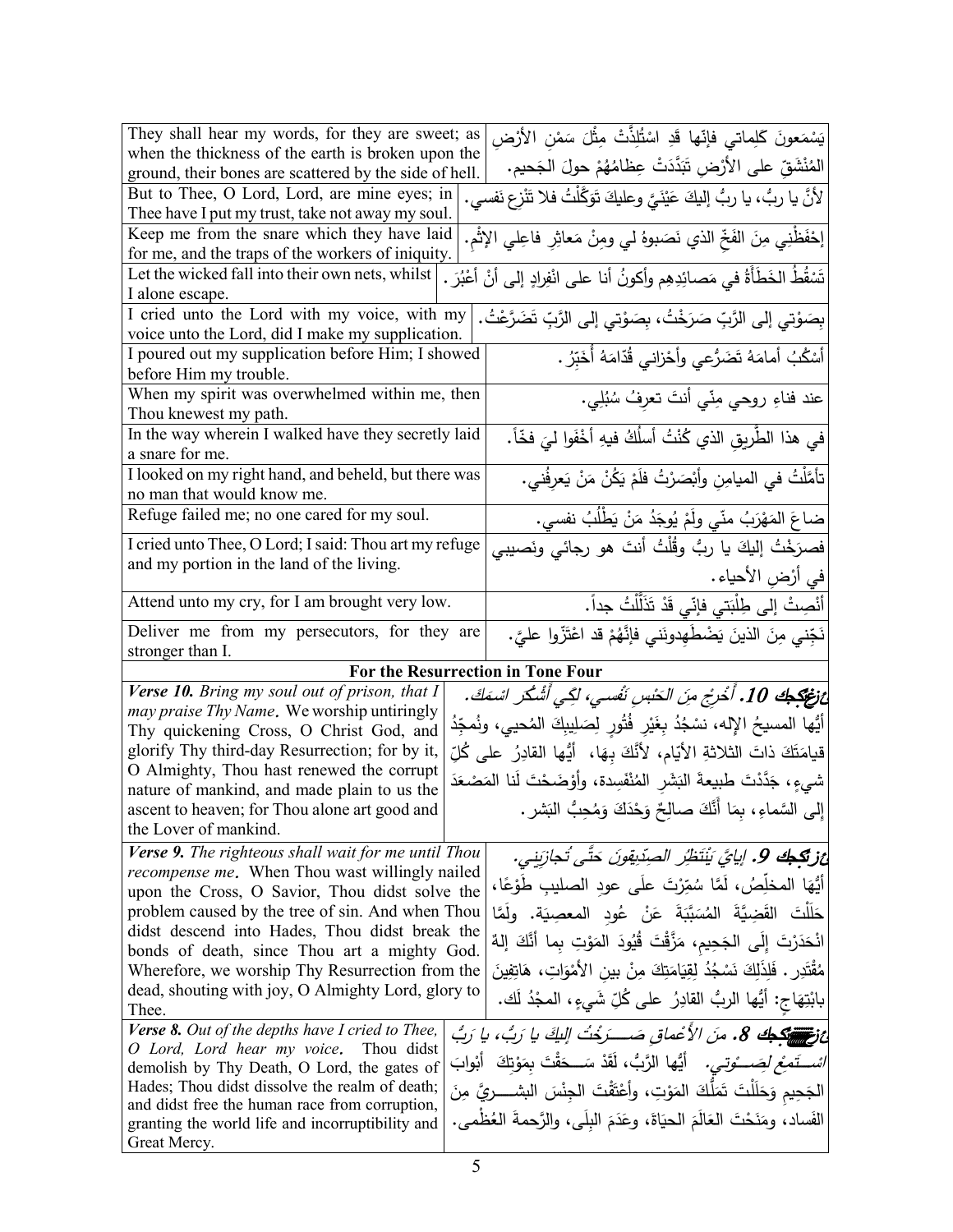| | |
|---|---|
| They shall hear my words, for they are sweet; as when the thickness of the earth is broken upon the ground, their bones are scattered by the side of hell. | يَسْمَعونَ كَلِماتي فإنّها قَدِ اسْتُلِذَّتْ مِثْلَ سَمْنِ الأرْضِ المُنْشَقّ على الأرْضِ تَبَدَّدَتْ عِظامُهُمْ حولَ الجَحيم. |
| But to Thee, O Lord, Lord, are mine eyes; in Thee have I put my trust, take not away my soul. | لأنَّ يا ربُّ، يا ربُّ إليكَ عَيْنَيَّ وعليكَ تَوَكَّلْتُ فلا تَنْزِع نفسي. |
| Keep me from the snare which they have laid for me, and the traps of the workers of iniquity. | إحْفَظْني مِنَ الفَخِّ الذي نَصَبوهُ لي ومِنْ مَعاثِرِ فاعِلِي الإثْمِ. |
| Let the wicked fall into their own nets, whilst I alone escape. | تَسْقُطُ الخَطَأةُ في مَصائِدِهِم وأكونُ أنا على انْفِرادٍ إلى أنْ أعْبُرَ. |
| I cried unto the Lord with my voice, with my voice unto the Lord, did I make my supplication. | بِصَوْتي إلى الرَّبِّ صَرَخْتُ، بِصَوْتي إلى الرَّبِّ تَضَرَّعْتُ. |
| I poured out my supplication before Him; I showed before Him my trouble. | أسْكُبُ أمامَهُ تَضَرُّعي وأحْزاني قُدّامَهُ أُخَبِّرُ. |
| When my spirit was overwhelmed within me, then Thou knewest my path. | عند فناءِ روحي مِنّي أنتَ تعرِفُ سُبُلِي. |
| In the way wherein I walked have they secretly laid a snare for me. | في هذا الطَّريقِ الذي كُنْتُ أسلُكُ فيهِ أخْفَوا ليَ فخّاً. |
| I looked on my right hand, and beheld, but there was no man that would know me. | تأمَّلْتُ في الميامِنِ وأبْصَرْتُ فلَمْ يَكُنْ مَنْ يَعرِفُني. |
| Refuge failed me; no one cared for my soul. | ضاعَ المَهْرَبُ منّي ولَمْ يُوجَدُ مَنْ يَطْلُبُ نفسي. |
| I cried unto Thee, O Lord; I said: Thou art my refuge and my portion in the land of the living. | فصرَخْتُ إليكَ يا ربُّ وقُلْتُ أنتَ هو رجائي ونَصيبي في أرْضِ الأحياء. |
| Attend unto my cry, for I am brought very low. | أنْصِتْ إلى طِلْبَتي فإنّي قَدْ تَذَلَّلْتُ جداً. |
| Deliver me from my persecutors, for they are stronger than I. | نَجِّني مِنَ الذينَ يَضْطَهِدونَني فإنَّهُمْ قد اعْتَزّوا عليَّ. |
| **For the Resurrection in Tone Four** | |
| ***Verse 10.*** *Bring my soul out of prison, that I may praise Thy Name.* We worship untiringly Thy quickening Cross, O Christ God, and glorify Thy third-day Resurrection; for by it, O Almighty, Thou hast renewed the corrupt nature of mankind, and made plain to us the ascent to heaven; for Thou alone art good and the Lover of mankind. | ***عزيكجك 10.*** *أَخْرِجْ مِنَ الحَبْسِ نَفْسي، لِكَي أَشْكُرَ اسْمَكَ.* أيُّها المسيحُ الإله، نسْجُدُ بغَيْرِ فُتُورٍ لِصَليبِكَ المُحيي، ونُمَجِّدُ قيامَتَكَ ذاتَ الثلاثةِ الأيّام، لأنَّكَ بِهَا، أيُّها القادِرُ على كُلِّ شيءٍ، جَدَّدْتَ طبيعةَ البَشَرِ المُنْفَسِدة، وأوْضَحْتَ لَنا المَصْعَدَ إلى السَّماءِ، بِمَا أنَّكَ صالِحٌ وَحْدَكَ وَمُحِبُّ البَشر. |
| ***Verse 9.*** *The righteous shall wait for me until Thou recompense me.* When Thou wast willingly nailed upon the Cross, O Savior, Thou didst solve the problem caused by the tree of sin. And when Thou didst descend into Hades, Thou didst break the bonds of death, since Thou art a mighty God. Wherefore, we worship Thy Resurrection from the dead, shouting with joy, O Almighty Lord, glory to Thee. | ***عزيكجك 9.*** *إيايَّ يَنْتَظِرُ الصِدّيقونَ حَتَّى تُجازِيَني.* أيُّها المخلِّصُ، لَمَّا سُمِّرْتَ علَى عودِ الصليبِ طَوْعًا، حَلَلْتَ القَضِيَّةَ المُسَبَّبَةَ عَنْ عُودِ المعصِيَة. ولَمَّا انْحَدَرْتَ إلَى الجَحِيمِ، مَزَّقْتَ قُيودَ المَوْتِ بما أنَّكَ إلهٌ مُقْتَدِر. فَلِذَلِكَ نَسْجُدُ لِقِيَامَتِكَ مِنْ بين الأمْوَاتِ، هاتِفِينَ بابْتِهَاجٍ: أيُّها الربُّ القادِرُ على كُلِّ شَيءٍ، المجْدُ لَك. |
| ***Verse 8.*** *Out of the depths have I cried to Thee, O Lord, Lord hear my voice.* Thou didst demolish by Thy Death, O Lord, the gates of Hades; Thou didst dissolve the realm of death; and didst free the human race from corruption, granting the world life and incorruptibility and Great Mercy. | ***عزيكجك 8.*** *مِنَ الأعْماقِ صَرَخْتُ إليكَ يا ربُّ، يا ربُّ استَمِعْ لِصَوتي.* أيُّها الرَّبُّ، لَقَدْ سَحَقْتَ بِمَوْتِكَ أبْوابَ الجَحِيمِ وَحَلَلْتَ تَمَلُّكَ المَوْتِ، وأعْتَقْتَ الجِنْسَ البشريَّ مِنَ الفَساد، ومَنَحْتَ العالَمَ الحيَاةَ، وعَدَمَ البِلَى، والرَّحمةَ العُظْمى. |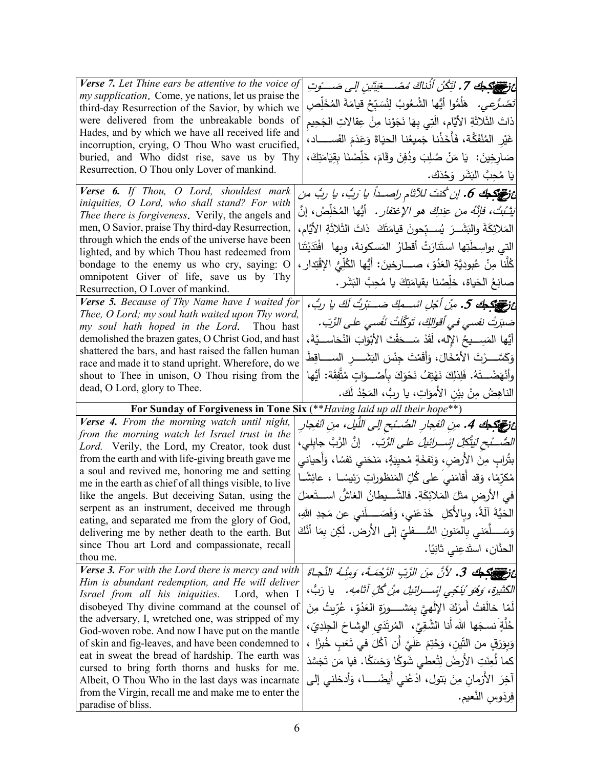| | |
|---|---|
| ***Verse 7.*** *Let Thine ears be attentive to the voice of my supplication*. Come, ye nations, let us praise the third-day Resurrection of the Savior, by which we were delivered from the unbreakable bonds of Hades, and by which we have all received life and incorruption, crying, O Thou Who wast crucified, buried, and Who didst rise, save us by Thy Resurrection, O Thou only Lover of mankind. | ***ع: 7.*** *لِتَكُنْ أُذناكَ مُصْغِيَتَيْنِ إلى صَوْتِ تَضَرُّعي.* هَلُمُّوا أَيُّها الشُّعوبُ لِنُسَبِّحْ قيامةَ المُخَلِّصِ ذاتَ الثَّلاثَةِ الأيَّام، الّتي بِهَا نَجَوْنا مِنْ عِقالاتِ الجَحيمِ غَيْرِ المُنْفَكَّة، فَأَخَذْنا جَميعُنا الحياةَ وَعَدَمَ الفَسادِ، صَارِخِينَ: يَا مَنْ صُلِبَ ودُفِنَ وقامَ، خَلِّصْنَا بِقِيَامَتِكَ، يَا مُحِبَّ البَشَرِ وَحْدَك. |
| ***Verse 6.*** *If Thou, O Lord, shouldest mark iniquities, O Lord, who shall stand? For with Thee there is forgiveness*. Verily, the angels and men, O Savior, praise Thy third-day Resurrection, through which the ends of the universe have been lighted, and by which Thou hast redeemed from bondage to the enemy us who cry, saying: O omnipotent Giver of life, save us by Thy Resurrection, O Lover of mankind. | ***ع: 6.*** *إن كُنتَ للآثامِ راصِداً يا رَبُّ، يا ربُّ من يَثْبُتُ، فإنَّهُ من عِندِكَ هو الإغتفار.* أيُّها المُخَلِّصُ، إنَّ المَلائِكَةَ والبَشَرَ يُسبِّحونَ قيامَتَكَ ذاتَ الثَلاثَةِ الأيَّام، التي بواسِطَتِها استَنارَتْ أقطارُ المَسكونة، وبِها افْتَدَيْتَنا كُلَّنا مِنْ عُبوديَّةِ العَدُوّ، صارخينَ: أيُّها الكُلِّيُّ الإقْتِدار، صانِعُ الحَياة، خلِّصْنا بقيامَتِكَ يا مُحِبَّ البَشَر. |
| ***Verse 5.*** *Because of Thy Name have I waited for Thee, O Lord; my soul hath waited upon Thy word, my soul hath hoped in the Lord*. Thou hast demolished the brazen gates, O Christ God, and hast shattered the bars, and hast raised the fallen human race and made it to stand upright. Wherefore, do we shout to Thee in unison, O Thou rising from the dead, O Lord, glory to Thee. | ***ع: 5.*** *مِنْ أَجْلِ اسْمِكَ صَبَرْتُ لَكَ يا ربُّ، صَبَرَتْ نفسي في أقوالِكَ، تَوَكَّلَتْ نَفْسي على الرَّبّ.* أيُّها المَسيحُ الإله، لَقَدْ سَحَقْتَ الأبْوابَ النُّحاسيَّةَ، وَكَسَّرْتَ الأمْخالَ، وَأَقَمْتَ جِنْسَ البَشَرِ الساقِطَ وأنْهَضْتَهُ. فَلِذلِكَ نَهْتِفُ نَحْوَكَ بِأصْواتٍ مُتَّفِقَة: أيُّها الناهِضُ مِنْ بيْنِ الأمْواتِ، يا ربُّ، المَجْدُ لَك. |
| **For Sunday of Forgiveness in Tone Six** (*\*\*Having laid up all their hope\*\**) | |
| ***Verse 4.*** *From the morning watch until night, from the morning watch let Israel trust in the Lord.* Verily, the Lord, my Creator, took dust from the earth and with life-giving breath gave me a soul and revived me, honoring me and setting me in the earth as chief of all things visible, to live like the angels. But deceiving Satan, using the serpent as an instrument, deceived me through eating, and separated me from the glory of God, delivering me by nether death to the earth. But since Thou art Lord and compassionate, recall thou me. | ***ع: 4.*** *مِن انْفِجارِ الصُّبحِ إلى اللَّيلِ، مِن انْفِجارِ الصُّبْحِ لِيَتَّكِلْ إسْرائيلُ على الرَّبّ.* إنَّ الرَّبَّ جابِلي، بتُرابٍ مِنَ الأرضِ، وَنَفْخَةٍ مُحيِيَةٍ، مَنَحَني نَفسًا، وَأَحياني مُكرَّمًا، وَقد أَقامَني على كُلِّ المَنظوراتِ رَئيسًا ، عائِشًا في الأرضِ مثلَ المَلائِكَةِ. فالشَّيطانُ الغاشُّ استَعمَلَ الحَيَّةَ آلَةً، وبالأكلِ خَدَعَني، وَفَصَلَني عن مَجدِ اللهِ، وَسَلَّمَني بِالمَنونِ السُّفليِّ إلى الأرض. لَكِن بِمَا أنَّكَ الحنَّان، استَدعِني ثانِيًا. |
| ***Verse 3.*** *For with the Lord there is mercy and with Him is abundant redemption, and He will deliver Israel from all his iniquities.* Lord, when I disobeyed Thy divine command at the counsel of the adversary, I, wretched one, was stripped of my God-woven robe. And now I have put on the mantle of skin and fig-leaves, and have been condemned to eat in sweat the bread of hardship. The earth was cursed to bring forth thorns and husks for me. Albeit, O Thou Who in the last days was incarnate from the Virgin, recall me and make me to enter the paradise of bliss. | ***ع: 3.*** *لأنَّ مِنَ الرَّبِّ الرَّحْمَةَ، ومِنْهُ النَّجاةَ الكَثيرة، وَهْوَ يُنَجّي إسْرائيلَ مِنْ كُلِّ آثامِه.* يا رَبُّ، لَمّا خالَفتُ أَمرَكَ الإلَهيَّ بِمَشورَةِ العَدُوّ، عُرِّيتُ مِنَ حُلَّةٍ نسجَها الله أنا الشَّقِيَّ، المُرتَدي الوِشاحَ الجِلدِيّ، وَبِوَرَقٍ من التّين، وَحُتِمَ عَلَيَّ أَن آكُلَ في تَعَبٍ خُبزًا ، كما لُعِنَتِ الأَرضُ لِتُعطي شَوكًا وَحَسَكًا. فيا مَن تَجَسَّدَ آخِرَ الأَزمانِ مِنَ بَتول، ادْعُني أيضًا، وَأَدخِلني إلى فِردَوسِ النَّعيم. |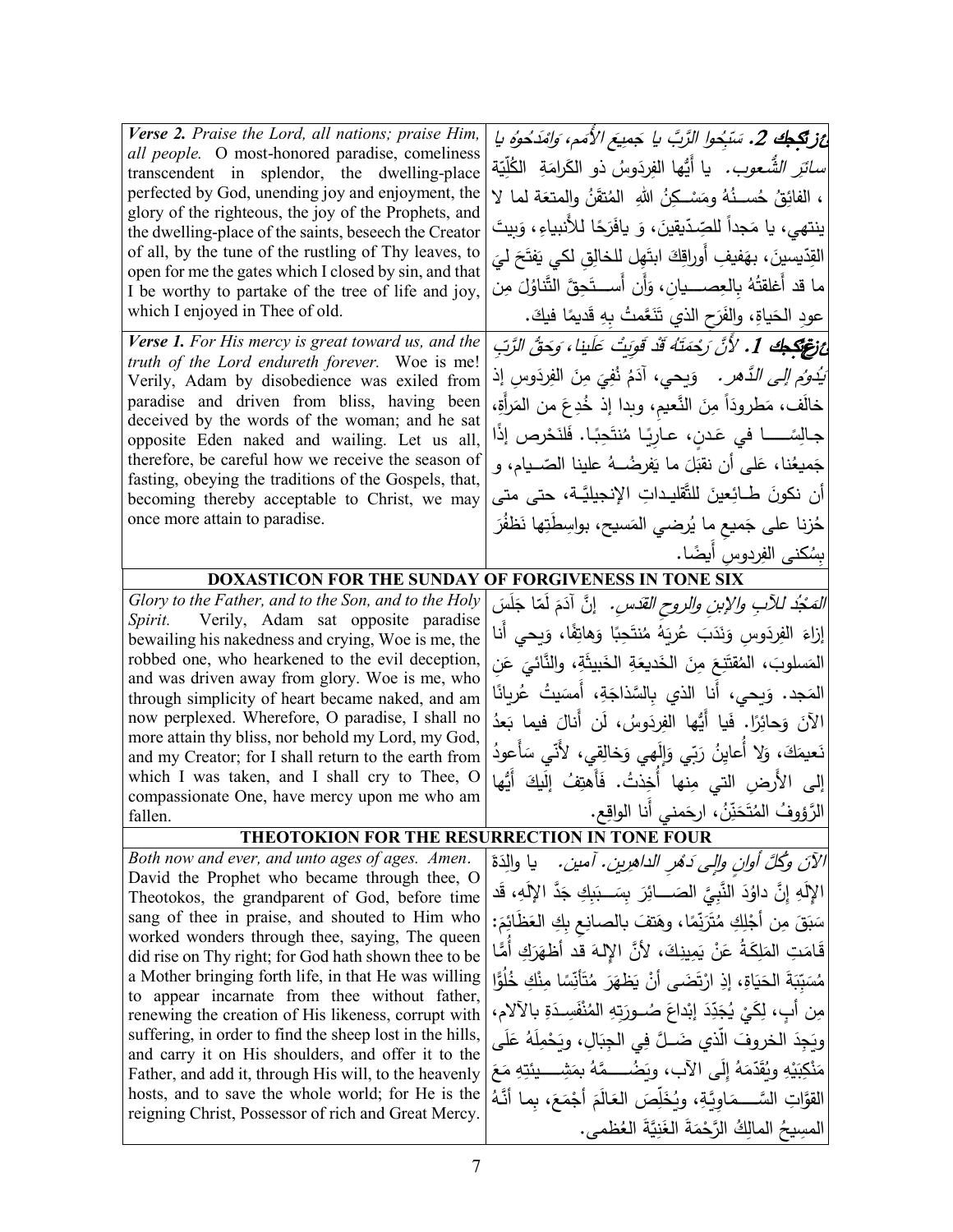| | |
|---|---|
| ***Verse 2.*** *Praise the Lord, all nations; praise Him, all people.* O most-honored paradise, comeliness transcendent in splendor, the dwelling-place perfected by God, unending joy and enjoyment, the glory of the righteous, the joy of the Prophets, and the dwelling-place of the saints, beseech the Creator of all, by the tune of the rustling of Thy leaves, to open for me the gates which I closed by sin, and that I be worthy to partake of the tree of life and joy, which I enjoyed in Thee of old. | ***عزيكجك 2.*** *سَبِّحوا الرَّبَّ يا جَميعَ الأُمَمِ، وَامْدَحُوهُ يا سائِرَ الشُّعوب.* يا أَيُّها الفِردَوسُ ذو الكَرامَةِ الكُلِّيَّة، الفائِقُ حُسـنُهُ ومَسْـكِنُ اللهِ المُتقَنُ والمتعَة لما لا ينتهي، يا مَجداً للصِّدّيقينَ، وَ يافَرَحًا للأَنبياءِ، وَبيتَ القِدّيسينَ، بهَفيفِ أَوراقِكَ ابتَهِل للخالِقِ لكي يَفتَحَ ليَ ما قد أَغلقتُهُ بِالعِصـيانِ، وَأَن أَسـتَحِقَّ التَّناوُلَ مِن عودِ الحَياةِ، والفَرَحِ الذي تَنَعَّمتُ بِهِ قَديمًا فيكَ. |
| ***Verse 1.*** *For His mercy is great toward us, and the truth of the Lord endureth forever.* Woe is me! Verily, Adam by disobedience was exiled from paradise and driven from bliss, having been deceived by the words of the woman; and he sat opposite Eden naked and wailing. Let us all, therefore, be careful how we receive the season of fasting, obeying the traditions of the Gospels, that, becoming thereby acceptable to Christ, we may once more attain to paradise. | ***عزيكجك 1.*** *لأَنَّ رَحْمَتَهُ قَدْ قَوِيَتْ عَلَينا، وَحَقُّ الرَّبِّ يَدُومُ إِلى الدَّهر.* وَيحي، آدَمُ نُفِيَ مِنَ الفِردوسِ إذ خالَف، مَطروداً مِنَ النَّعيمِ، وبدا إذ خُدِعَ من المَرأَةِ، جـالِسًـا في عَدنٍ، عـارِيًـا مُنتَحِبًا. فَلنَحْرِص إذًا جَميعُنا، عَلى أن نقبَلَ ما يَفرِضُـهُ علينا الصّـيام، و أن نكونَ طـائِعينَ للتَّقليـداتِ الإنجيليَّـة، حتى متى حُزنا على جَميعِ ما يُرضي المَسيح، بواسِطَتِها نَظفُرَ بِسُكنى الفِردوسِ أَيضًا. |
| **DOXASTICON FOR THE SUNDAY OF FORGIVENESS IN TONE SIX** | |
| *Glory to the Father, and to the Son, and to the Holy Spirit.* Verily, Adam sat opposite paradise bewailing his nakedness and crying, Woe is me, the robbed one, who hearkened to the evil deception, and was driven away from glory. Woe is me, who through simplicity of heart became naked, and am now perplexed. Wherefore, O paradise, I shall no more attain thy bliss, nor behold my Lord, my God, and my Creator; for I shall return to the earth from which I was taken, and I shall cry to Thee, O compassionate One, have mercy upon me who am fallen. | *المَجْدُ للآبِ والإبنِ والروحِ القدس.* إنَّ آدَمَ لَمّا جَلَسَ إزاءَ الفِردَوسِ وَنَدَبَ عُريَهُ مُنتَحِبًا وَهاتِفًا، وَيحي أَنا المَسلوبَ، المُقتَنِعَ مِنَ الخَديعَةِ الخَبيثَةِ، والنَّائيَ عَنِ المَجد. وَيحي، أَنا الذي بِالسَّذاجَةِ، أَمسَيتُ عُريانًا الآنَ وَحائِرًا. فَيا أَيُّها الفِردَوسُ، لَن أَنالَ فيما بَعدُ نَعيمَكَ، وَلا أُعاينُ رَبّي وَإِلَهي وَخالِقي، لأنّي سَأَعودُ إلى الأَرضِ التي مِنها أُخِذتُ. فَأَهتِفُ إِلَيكَ أَيُّها الرَّؤوفُ المُتَحَنِّنُ، ارحَمني أَنا الواقِع. |
| **THEOTOKION FOR THE RESURRECTION IN TONE FOUR** | |
| *Both now and ever, and unto ages of ages. Amen.* David the Prophet who became through thee, O Theotokos, the grandparent of God, before time sang of thee in praise, and shouted to Him who worked wonders through thee, saying, The queen did rise on Thy right; for God hath shown thee to be a Mother bringing forth life, in that He was willing to appear incarnate from thee without father, renewing the creation of His likeness, corrupt with suffering, in order to find the sheep lost in the hills, and carry it on His shoulders, and offer it to the Father, and add it, through His will, to the heavenly hosts, and to save the whole world; for He is the reigning Christ, Possessor of rich and Great Mercy. | *الآنَ وكُلَّ أوانٍ وإلى دَهْرِ الداهِرين. آمين.* يا والِدَةَ الإلَهِ إنَّ داوُدَ النَّبِيَّ الصَـائِرَ بِسَـبَبِكِ جَدَّ الإلَهِ، قَد سَبَقَ مِن أَجْلِكِ مُتَرَنِّمًا، وهَتَفَ بالصانِعِ بِكِ العَظائِمَ: قَامَتِ المَلِكَةُ عَنْ يَمِينِكَ، لأنَّ الإلهَ قد أظهَرَكِ أُمًّا مُسَبِّبَةَ الحَيَاةِ، إذِ ارْتَضَى أنْ يَظهَرَ مُتَأنِّسًا مِنْكِ خُلُوًّا مِن أبٍ، لِكَيْ يُجَدِّدَ إبْداعَ صُـورَتِهِ المُنْفَسِدَةِ بالآلام، ويَجِدَ الخروفَ الّذي ضَـلَّ فِي الجِبَالِ، ويَحْمِلَهُ عَلَى مَنْكِبَيْهِ ويُقَدِّمَهُ إِلَى الآب، ويَضُـمَّهُ بمَشِـيئَتِهِ مَعَ القوّاتِ السَّـماوِيَّةِ، ويُخَلِّصَ العَالَمَ أجْمَعَ، بِما أنَّهُ المسيحُ المالِكُ الرَّحْمَةَ الغَنِيَّةَ العُظمى. |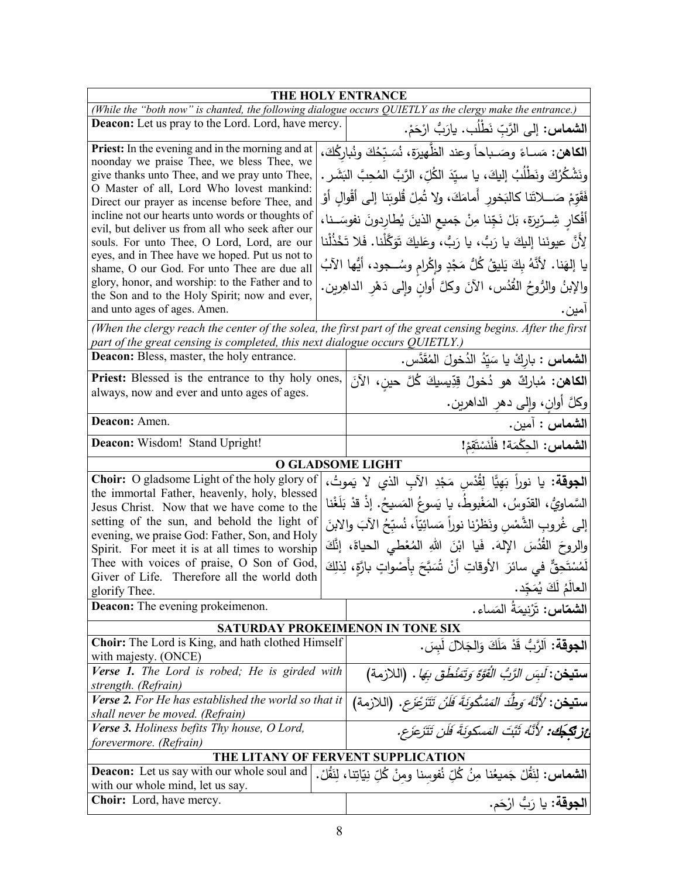## THE HOLY ENTRANCE

*(While the "both now" is chanted, the following dialogue occurs QUIETLY as the clergy make the entrance.)*

| English | Arabic |
|---|---|
| **Deacon:** Let us pray to the Lord. Lord, have mercy. | **الشماس:** إلى الرَّبِّ نَطْلُب. يارَبُّ ارْحَمْ. |
| **Priest:** In the evening and in the morning and at noonday we praise Thee, we bless Thee, we give thanks unto Thee, and we pray unto Thee, O Master of all, Lord Who lovest mankind: Direct our prayer as incense before Thee, and incline not our hearts unto words or thoughts of evil, but deliver us from all who seek after our souls. For unto Thee, O Lord, Lord, are our eyes, and in Thee have we hoped. Put us not to shame, O our God. For unto Thee are due all glory, honor, and worship: to the Father and to the Son and to the Holy Spirit; now and ever, and unto ages of ages. Amen. | **الكاهن:** مَساءً وصَباحاً وعند الظَّهيرَة، نُسَبِّحُكَ ونُبارِكُكَ، ونَشْكُرُكَ ونَطْلُبُ إليكَ، يا سيِّدَ الكُلِّ، الرَّبَّ المُحِبَّ البَشَر. فَقَوِّمْ صَلاتَنا كالبَخورِ أَمامَكَ، ولا تُمِلْ قُلوبَنا إلى أقْوالٍ أوْ أفْكارٍ شِرّيرَة، بَلْ نَجِّنا مِنْ جَميعِ الذينَ يُطارِدونَ نفوسَنا، لِأَنَّ عيونَنا إليكَ يا رَبُّ، يا رَبُّ، وعَليكَ تَوَكَّلْنا. فَلا تَخْذُلْنا يا إلهَنا. لأنَّهُ بِكَ يَليقُ كُلُّ مَجْدٍ وإكْرامٍ وسُجود، أيُّها الآبُ والإبنُ والرُّوحُ القُدُس، الآنَ وكلَّ أوانٍ وإلى دَهْرِ الداهِرين. آمين. |

*(When the clergy reach the center of the solea, the first part of the great censing begins. After the first part of the great censing is completed, this next dialogue occurs QUIETLY.)*

| English | Arabic |
|---|---|
| **Deacon:** Bless, master, the holy entrance. | **الشماس :** بارِكْ يا سَيِّدُ الدُخولَ المُقَدَّس. |
| **Priest:** Blessed is the entrance to thy holy ones, always, now and ever and unto ages of ages. | **الكاهن:** مُباركٌ هو دُخولُ قِدِّيسيكَ كُلَّ حينٍ، الآنَ وكلَّ أوانٍ، وإلى دهرِ الداهرين. |
| **Deacon:** Amen. | **الشماس :** آمين. |
| **Deacon:** Wisdom! Stand Upright! | **الشماس:** الحِكْمَة! فلْنَسْتَقِمْ! |

## O GLADSOME LIGHT

| English | Arabic |
|---|---|
| **Choir:** O gladsome Light of the holy glory of the immortal Father, heavenly, holy, blessed Jesus Christ. Now that we have come to the setting of the sun, and behold the light of evening, we praise God: Father, Son, and Holy Spirit. For meet it is at all times to worship Thee with voices of praise, O Son of God, Giver of Life. Therefore all the world doth glorify Thee. | **الجوقة:** يا نوراً بَهِيًّا لِقُدْسِ مَجْدِ الآبِ الذي لا يَموت، السَّماوِيُّ، القدّوسُ، المَغْبوطُ، يا يَسوعُ المَسيحُ. إذْ قدْ بَلَغْنا إلى غُروبِ الشَّمْسِ ونَظَرْنا نوراً مَسائِيّاً، نُسبِّحُ الآبَ والابنَ والروحَ القُدُسَ الإلهَ. فَيا ابْنَ اللهِ المُعْطي الحياةَ، إنَّكَ لَمُسْتَحِقٌّ في سائرَ الأوقاتِ أنْ تُسَبَّحَ بِأَصْواتٍ بارَّةٍ، لِذلِكَ العالَمُ لَكَ يُمَجِّد. |
| **Deacon:** The evening prokeimenon. | **الشمّاس:** تَرْنيمَةُ المَساء. |

## SATURDAY PROKEIMENON IN TONE SIX

| English | Arabic |
|---|---|
| **Choir:** The Lord is King, and hath clothed Himself with majesty. (ONCE) | **الجوقة:** اَلرَّبُّ قَدْ مَلَكَ وَالجَلالَ لَبِسَ. |
| ***Verse 1.*** *The Lord is robed; He is girded with strength. (Refrain)* | **ستيخن:** *لَبِسَ الرَّبُّ القُوَّةَ وَتَمَنْطَقَ بِهَا.* (اللازمة) |
| ***Verse 2.*** *For He has established the world so that it shall never be moved. (Refrain)* | **ستيخن:** *لأَنَّهُ وَطَّدَ المَسْكُونَةَ فَلَنْ تَتَزَعْزَع.* (اللازمة) |
| ***Verse 3.*** *Holiness befits Thy house, O Lord, forevermore. (Refrain)* | ***عزتكجك:*** *لأنَّهُ ثَبَّتَ المَسكونَةَ فَلَن تَتَزعزَع.* |

## THE LITANY OF FERVENT SUPPLICATION

| English | Arabic |
|---|---|
| **Deacon:** Let us say with our whole soul and with our whole mind, let us say. | **الشماس:** لِنَقُلْ جَميعُنا مِنُ كُلِّ نُفوسِنا ومِنْ كُلِّ نِيّاتِنا، لِنَقُلْ. |
| **Choir:** Lord, have mercy. | **الجوقة:** يا رَبُّ ارْحَم. |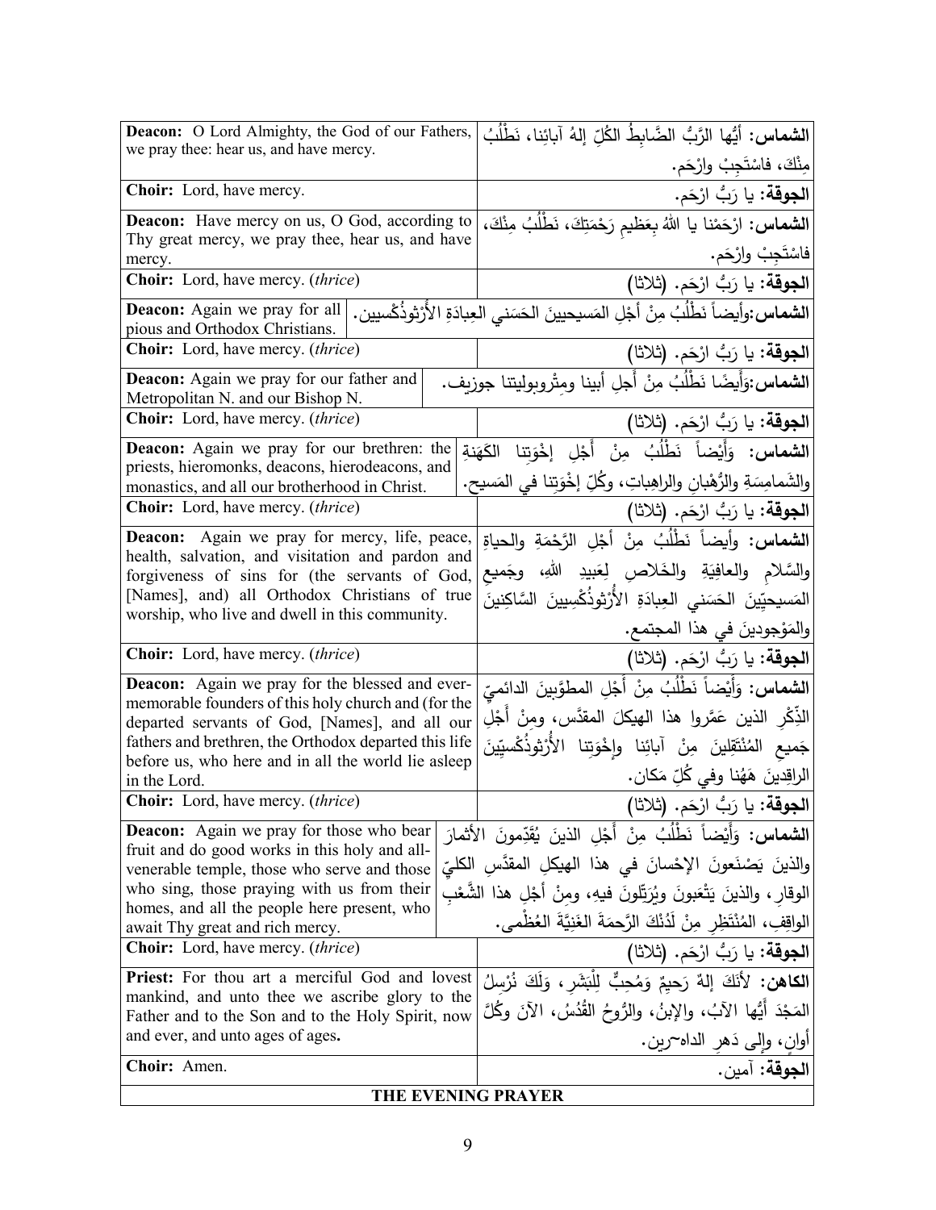| English | Arabic |
|---|---|
| **Deacon:** O Lord Almighty, the God of our Fathers, we pray thee: hear us, and have mercy. | **الشماس:** أيُّها الرَّبُّ الضَّابِطُ الكُلِّ إلهُ آبائِنا، نَطْلُبُ مِنْكَ، فاسْتَجِبْ وارْحَم. |
| **Choir:** Lord, have mercy. | **الجوقة:** يا رَبُّ ارْحَم. |
| **Deacon:** Have mercy on us, O God, according to Thy great mercy, we pray thee, hear us, and have mercy. | **الشماس:** ارْحَمْنا يا اللهُ بِعَظيمِ رَحْمَتِكَ، نَطْلُبُ مِنْكَ، فاسْتَجِبْ وارْحَم. |
| **Choir:** Lord, have mercy. (*thrice*) | **الجوقة:** يا رَبُّ ارْحَم. (ثلاثا) |
| **Deacon:** Again we pray for all pious and Orthodox Christians. | **الشماس:** وأيضاً نَطْلُبُ مِنْ أجْلِ المَسيحيينَ الحَسَني العِبادَةِ الأُرْثوذُكْسيين. |
| **Choir:** Lord, have mercy. (*thrice*) | **الجوقة:** يا رَبُّ ارْحَم. (ثلاثا) |
| **Deacon:** Again we pray for our father and Metropolitan N. and our Bishop N. | **الشماس:** وَأَيضًا نَطْلُبُ مِنْ أَجلِ أبينا ومِتْروبوليتنا جوزيف. |
| **Choir:** Lord, have mercy. (*thrice*) | **الجوقة:** يا رَبُّ ارْحَم. (ثلاثا) |
| **Deacon:** Again we pray for our brethren: the priests, hieromonks, deacons, hierodeacons, and monastics, and all our brotherhood in Christ. | **الشماس:** وَأَيْضاً نَطْلُبُ مِنْ أَجْلِ إخْوَتِنا الكَهَنَةِ والشَمامِسَةِ والرُّهْبانِ والراهِباتِ، وكُلِّ إخْوَتِنا في المَسيح. |
| **Choir:** Lord, have mercy. (*thrice*) | **الجوقة:** يا رَبُّ ارْحَم. (ثلاثا) |
| **Deacon:** Again we pray for mercy, life, peace, health, salvation, and visitation and pardon and forgiveness of sins for (the servants of God, [Names], and) all Orthodox Christians of true worship, who live and dwell in this community. | **الشماس:** وأيضاً نَطْلُبُ مِنْ أجْلِ الرَّحْمَةِ والحياةِ والسَّلامِ والعافِيَةِ والخَلاصِ لِعَبيدِ اللهِ، وجَميعِ المَسيحيّينَ الحَسَني العِبادَةِ الأُرْثوذُكْسِيينَ السَّاكِنينَ والمَوْجودينَ في هذا المجتمع. |
| **Choir:** Lord, have mercy. (*thrice*) | **الجوقة:** يا رَبُّ ارْحَم. (ثلاثا) |
| **Deacon:** Again we pray for the blessed and ever-memorable founders of this holy church and (for the departed servants of God, [Names], and all our fathers and brethren, the Orthodox departed this life before us, who here and in all the world lie asleep in the Lord. | **الشماس:** وَأَيْضاً نَطْلُبُ مِنْ أَجْلِ المطوَّبينَ الدائميِّ الذِّكْرِ الذين عَمَّروا هذا الهيكلَ المقدَّس، ومِنْ أَجْلِ جَميعِ المُنْتَقِلينَ مِنْ آبائِنا وإِخْوَتِنا الأُرْثوذُكْسيّينَ الراقِدينَ هَهُنا وفي كُلِّ مَكان. |
| **Choir:** Lord, have mercy. (*thrice*) | **الجوقة:** يا رَبُّ ارْحَم. (ثلاثا) |
| **Deacon:** Again we pray for those who bear fruit and do good works in this holy and all-venerable temple, those who serve and those who sing, those praying with us from their homes, and all the people here present, who await Thy great and rich mercy. | **الشماس:** وَأَيْضاً نَطْلُبُ مِنْ أَجْلِ الذينَ يُقَدِّمونَ الأثمارَ والذينَ يَصْنَعونَ الإحْسانَ في هذا الهيكلِ المقدَّسِ الكليِّ الوقار، والذينَ يَتْعَبونَ ويُرَتِّلونَ فيهِ، ومِنْ أَجْلِ هذا الشَّعْبِ الواقِفِ، المُنْتَظِرِ مِنْ لَدُنْكَ الرَّحمَةَ الغَنِيَّةَ العُظْمى. |
| **Choir:** Lord, have mercy. (*thrice*) | **الجوقة:** يا رَبُّ ارْحَم. (ثلاثا) |
| **Priest:** For thou art a merciful God and lovest mankind, and unto thee we ascribe glory to the Father and to the Son and to the Holy Spirit, now and ever, and unto ages of ages. | **الكاهن:** لأنَكَ إلهٌ رَحيمٌ وَمُحِبٌّ لِلْبَشَرِ، وَلَكَ نُرْسِلُ المَجْدَ أَيُّها الآبُ، والإبنُ، والرُّوحُ القُدُسُ، الآنَ وكُلَّ أوانٍ، وإلى دَهرِ الداه~رين. |
| **Choir:** Amen. | **الجوقة:** آمين. |

**THE EVENING PRAYER**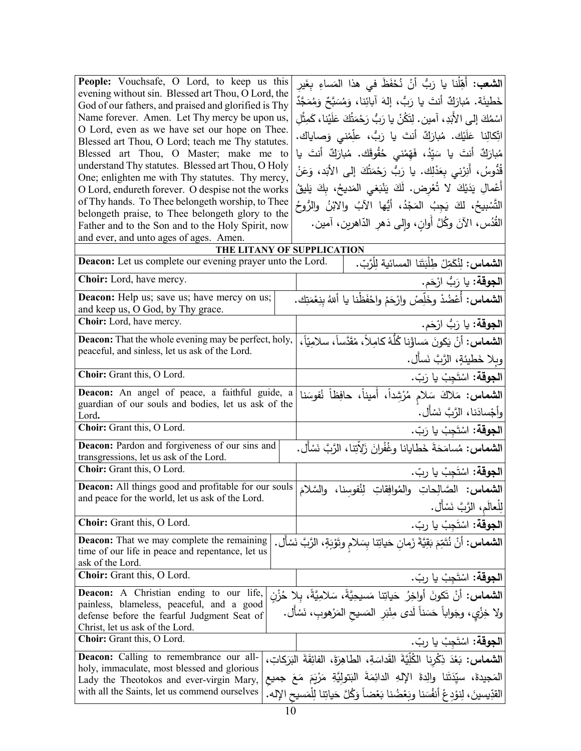| | |
|---|---|
| **People:** Vouchsafe, O Lord, to keep us this evening without sin. Blessed art Thou, O Lord, the God of our fathers, and praised and glorified is Thy Name forever. Amen. Let Thy mercy be upon us, O Lord, even as we have set our hope on Thee. Blessed art Thou, O Lord; teach me Thy statutes. Blessed art Thou, O Master; make me to understand Thy statutes. Blessed art Thou, O Holy One; enlighten me with Thy statutes. Thy mercy, O Lord, endureth forever. O despise not the works of Thy hands. To Thee belongeth worship, to Thee belongeth praise, to Thee belongeth glory to the Father and to the Son and to the Holy Spirit, now and ever, and unto ages of ages. Amen. | **الشعب:** أَهِّلْنا يا رَبُّ أنْ نُحْفَظَ في هذا المَساءِ بِغَيرِ خَطيئَة. مُبارَكٌ أنتَ يا رَبُّ، إلهَ آبائِنا، وَمُسَبَّحٌ وَمُمَجَّدٌ اسْمُكَ إلى الأَبَدِ، آمين. لِتَكُنْ يا رَبُّ رَحْمَتُكَ عَلَيْنا، كَمِثْلِ اتِّكالِنا عَلَيْك. مُبارَكٌ أنتَ يا رَبُّ، عَلِّمْني وَصاياك. مُبارَكٌ أنتَ يا سَيِّدُ، فَهِّمْني حُقُوقَك. مُبارَكٌ أنتَ يا قُدُّوسُ، أَنِرْني بِعَدْلِك. يا رَبُّ رَحْمَتُكَ إلى الأَبَد، وَعَنْ أَعْمالِ يَدَيْكَ لا تُعْرِض. لَكَ يَنْبَغي المَديحُ، بِكَ يَليقُ التَّسْبيحُ، لكَ يَجِبُ المَجْدُ، أيُّها الآبُ والابْنُ والرُّوحُ القُدُس، الآنَ وكُلَّ أَوانٍ، وإلى دَهرِ الدّاهِرين، آمين. |

**THE LITANY OF SUPPLICATION**

| | |
|---|---|
| **Deacon:** Let us complete our evening prayer unto the Lord. | **الشماس:** لِنُكَمِّلْ طِلْبَتَنا المسائية لِلْرَّبِّ. |
| **Choir:** Lord, have mercy. | **الجوقة:** يا رَبُّ ارْحَم. |
| **Deacon:** Help us; save us; have mercy on us; and keep us, O God, by Thy grace. | **الشماس:** أَعْضُدْ وخَلِّصْ وارْحَمْ واحْفَظْنا يا أللهُ بِنِعْمَتِك. |
| **Choir:** Lord, have mercy. | **الجوقة:** يا رَبُّ ارْحَم. |
| **Deacon:** That the whole evening may be perfect, holy, peaceful, and sinless, let us ask of the Lord. | **الشماس:** أنْ يَكونَ مَساؤُنا كُلُّهُ كامِلاً، مُقَدَّساً، سلامِيّاً، وبِلا خَطيئةٍ، الرَّبَّ نَسأل. |
| **Choir:** Grant this, O Lord. | **الجوقة:** اسْتَجِبْ يا رَبّ. |
| **Deacon:** An angel of peace, a faithful guide, a guardian of our souls and bodies, let us ask of the Lord. | **الشماس:** مَلاكَ سَلامٍ مُرْشِداً، أَميناً، حافِظاً نُفوسَنا وأَجْسادَنا، الرَّبَّ نَسْأَل. |
| **Choir:** Grant this, O Lord. | **الجوقة:** اسْتَجِبْ يا رَبّ. |
| **Deacon:** Pardon and forgiveness of our sins and transgressions, let us ask of the Lord. | **الشماس:** مُسامَحَةَ خَطايانا وغُفْرانَ زَلّاتِنا، الرَّبَّ نَسْأَل. |
| **Choir:** Grant this, O Lord. | **الجوقة:** اسْتَجِبْ يا ربّ. |
| **Deacon:** All things good and profitable for our souls and peace for the world, let us ask of the Lord. | **الشماس:** الصَّالِحاتِ والمُوافِقاتِ لِنُفوسِنا، والسَّلامَ لِلْعالَمِ، الرَّبَّ نَسْأَل. |
| **Choir:** Grant this, O Lord. | **الجوقة:** اسْتَجِبْ يا ربّ. |
| **Deacon:** That we may complete the remaining time of our life in peace and repentance, let us ask of the Lord. | **الشماس:** أنْ نُتَمِّمَ بَقِيَّةَ زَمانِ حَياتِنا بِسَلامٍ وتَوْبَةٍ، الرَّبَّ نَسْأَل. |
| **Choir:** Grant this, O Lord. | **الجوقة:** اسْتَجِبْ يا ربّ. |
| **Deacon:** A Christian ending to our life, painless, blameless, peaceful, and a good defense before the fearful Judgment Seat of Christ, let us ask of the Lord. | **الشماس:** أنْ تَكونَ أَواخِرُ حَياتِنا مَسيحِيَّةً، سَلامِيَّةً، بِلا حُزْنٍ ولا خِزْيٍ، وجَواباً حَسَناً لَدى مِنْبَرِ المَسيحِ المَرْهوبِ، نَسْأَل. |
| **Choir:** Grant this, O Lord. | **الجوقة:** اسْتَجِبْ يا ربّ. |
| **Deacon:** Calling to remembrance our all-holy, immaculate, most blessed and glorious Lady the Theotokos and ever-virgin Mary, with all the Saints, let us commend ourselves | **الشماس:** بَعْدَ ذِكْرِنا الكُلِّيَّةَ القَداسَةِ، الطاهِرَةَ، الفائِقَةَ البَرَكاتِ، المَجيدةَ، سيِّدَتَنا والِدةَ الإِلهِ الدائِمَةَ البَتولِيَّةِ مَرْيَمَ مَعَ جميعِ القدِّيسينَ، لِنودِعْ أنفُسَنا وبَعْضُنا بَعْضاً وَكُلَّ حَياتِنا لِلْمَسيحِ الإله. |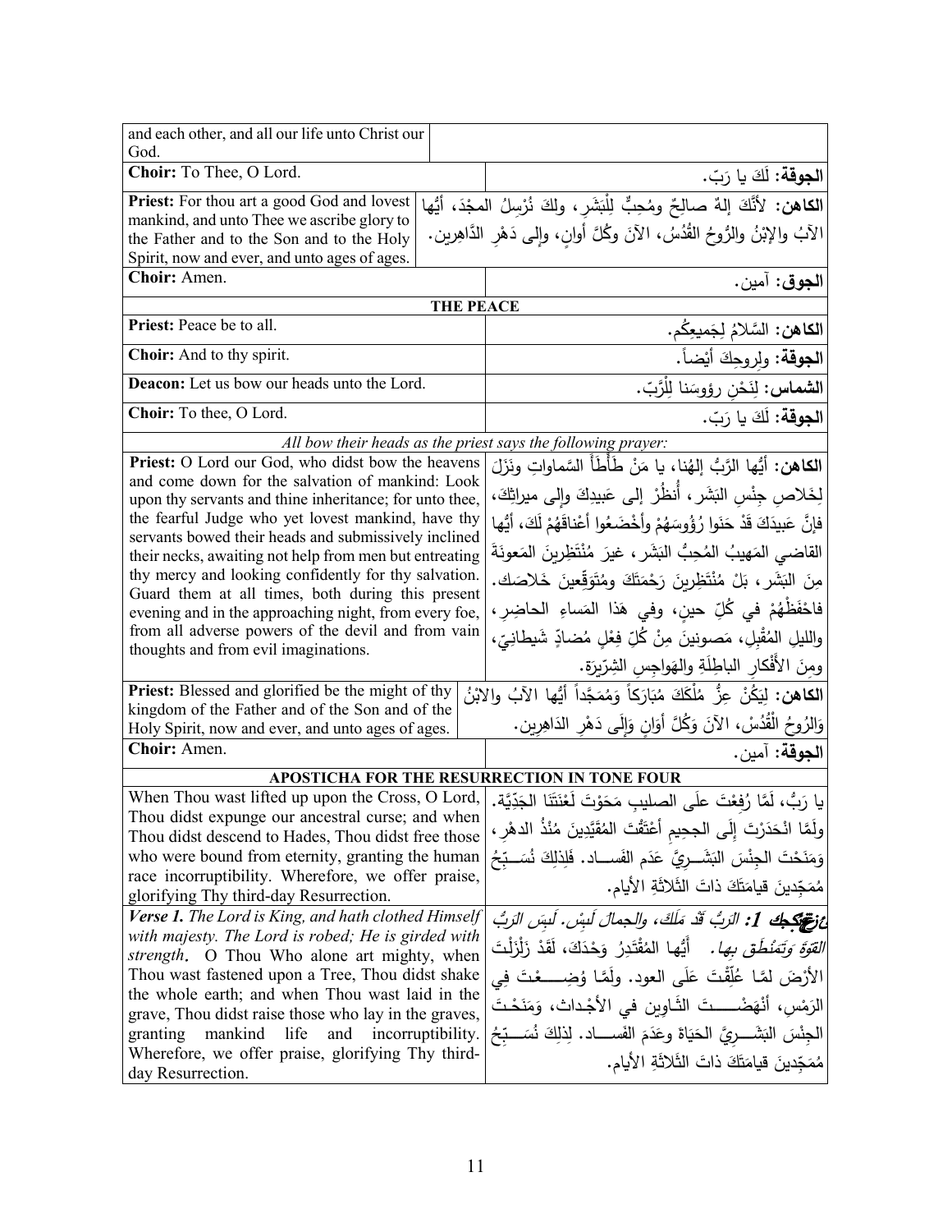| and each other, and all our life unto Christ our God. | |
|---|---|
| **Choir:** To Thee, O Lord. | **الجوقة:** لَكَ يا رَبّ. |
| **Priest:** For thou art a good God and lovest mankind, and unto Thee we ascribe glory to the Father and to the Son and to the Holy Spirit, now and ever, and unto ages of ages. | **الكاهن:** لأَنَّكَ إلهٌ صالِحٌ ومُحِبٌّ لِلْبَشَرِ، ولكَ نُرسِلُ المجْدَ، أيُّها الآبَ والإِبْنُ والرُّوحُ القُدُسُ، الآنَ وكُلَّ أوانٍ، وإلى دَهْرِ الدَّاهِرين. |
| **Choir:** Amen. | **الجوق:** آمين. |
| **THE PEACE** | |
| **Priest:** Peace be to all. | **الكاهن:** السَّلامُ لِجَميعِكُم. |
| **Choir:** And to thy spirit. | **الجوقة:** ولِروحِكَ أيْضاً. |
| **Deacon:** Let us bow our heads unto the Lord. | **الشماس:** لِنَحْنِ رؤوسَنا لِلْرَّبّ. |
| **Choir:** To thee, O Lord. | **الجوقة:** لَكَ يا رَبّ. |
| *All bow their heads as the priest says the following prayer:* | |
| **Priest:** O Lord our God, who didst bow the heavens and come down for the salvation of mankind: Look upon thy servants and thine inheritance; for unto thee, the fearful Judge who yet lovest mankind, have thy servants bowed their heads and submissively inclined their necks, awaiting not help from men but entreating thy mercy and looking confidently for thy salvation. Guard them at all times, both during this present evening and in the approaching night, from every foe, from all adverse powers of the devil and from vain thoughts and from evil imaginations. | **الكاهن:** أيُّها الرَّبُّ إلهُنا، يا مَنْ طَأْطَأَ السَّماواتِ ونَزَلَ لِخَلاصِ جِنْسِ البَشَرِ، أُنظُرْ إلى عَبيدِكَ وإلى ميراثِك، فإنَّ عَبيدَكَ قَدْ حَنَوا رُؤُوسَهُمْ وأخْضَعُوا أعْناقَهُمْ لَكَ، أيُّها القاضي المَهيبُ المُحِبُّ البَشَرِ، غيرَ مُنْتَظِرينَ المَعونَةَ مِنَ البَشَرِ، بَلْ مُنْتَظِرينَ رَحْمَتَكَ ومُتَوَقِّعينَ خَلاصَك. فاحْفَظْهُمْ في كُلِّ حينٍ، وفي هَذا المَساءِ الحاضِرِ، والليلِ المُقْبِلِ، مَصونينَ مِنْ كُلِّ فِعْلٍ مُضادٍّ شَيطانِيّ، ومِنَ الأَفْكارِ الباطِلَةِ والهَواجِسِ الشِرّيرَة. |
| **Priest:** Blessed and glorified be the might of thy kingdom of the Father and of the Son and of the Holy Spirit, now and ever, and unto ages of ages. | **الكاهن:** لِيَكُنْ عِزُّ مُلْكَكَ مُبَارَكاً وَمُمَجَّداً أيُّها الآبُ والابْنُ وَالرُوحُ الْقُدُسُ، الآنَ وَكُلَّ أوَانٍ وَإلَى دَهْرِ الدَاهِرين. |
| **Choir:** Amen. | **الجوقة:** آمين. |
| **APOSTICHA FOR THE RESURRECTION IN TONE FOUR** | |
| When Thou wast lifted upon the Cross, O Lord, Thou didst expunge our ancestral curse; and when Thou didst descend to Hades, Thou didst free those who were bound from eternity, granting the human race incorruptibility. Wherefore, we offer praise, glorifying Thy third-day Resurrection. | يا رَبُّ، لَمَّا رُفِعْتَ علَى الصليبِ مَحَوْتَ لَعْنَتَنَا الجَدِّيَّة. ولَمَّا انْحَدَرْتَ إِلَى الجحيمِ أعْتَقْتَ المُقَيَّدينَ مُنْذُ الدهْرِ، وَمَنَحْتَ الجِنْسَ البَشَـريَّ عَدَم الفَسَـاد. فَلِذلِكَ نُسَـبِّحُ مُمَجِّدينَ قيامَتَكَ ذاتَ الثَّلاثَةِ الأيام. |
| ***Verse 1.*** *The Lord is King, and hath clothed Himself with majesty. The Lord is robed; He is girded with strength.* O Thou Who alone art mighty, when Thou wast fastened upon a Tree, Thou didst shake the whole earth; and when Thou wast laid in the grave, Thou didst raise those who lay in the graves, granting mankind life and incorruptibility. Wherefore, we offer praise, glorifying Thy third-day Resurrection. | ***عزعكجك 1:*** *الرَبُّ قَدْ مَلَكَ، والجمالَ لَبِسَ. لَبِسَ الرَبُّ القوّةَ وتَمنْطَقَ بها.* أيُّها المُقْتَدِرُ وَحْدَكَ، لَقَدْ زَلْزَلْتَ الأرْضَ لمَّا عُلِّقْتَ عَلَى العود. ولَمَّا وُضِعْتَ فِي الرَمْسِ، أنْهَضْتَ الثَاوينَ في الأجْداث، وَمَنَحْتَ الجِنْسَ البَشَـريَّ الحَيَاةَ وعَدَمَ الفَسـاد. لِذلِكَ نُسَـبِّحُ مُمَجِّدينَ قيامَتَكَ ذاتَ الثَلاثَةِ الأيام. |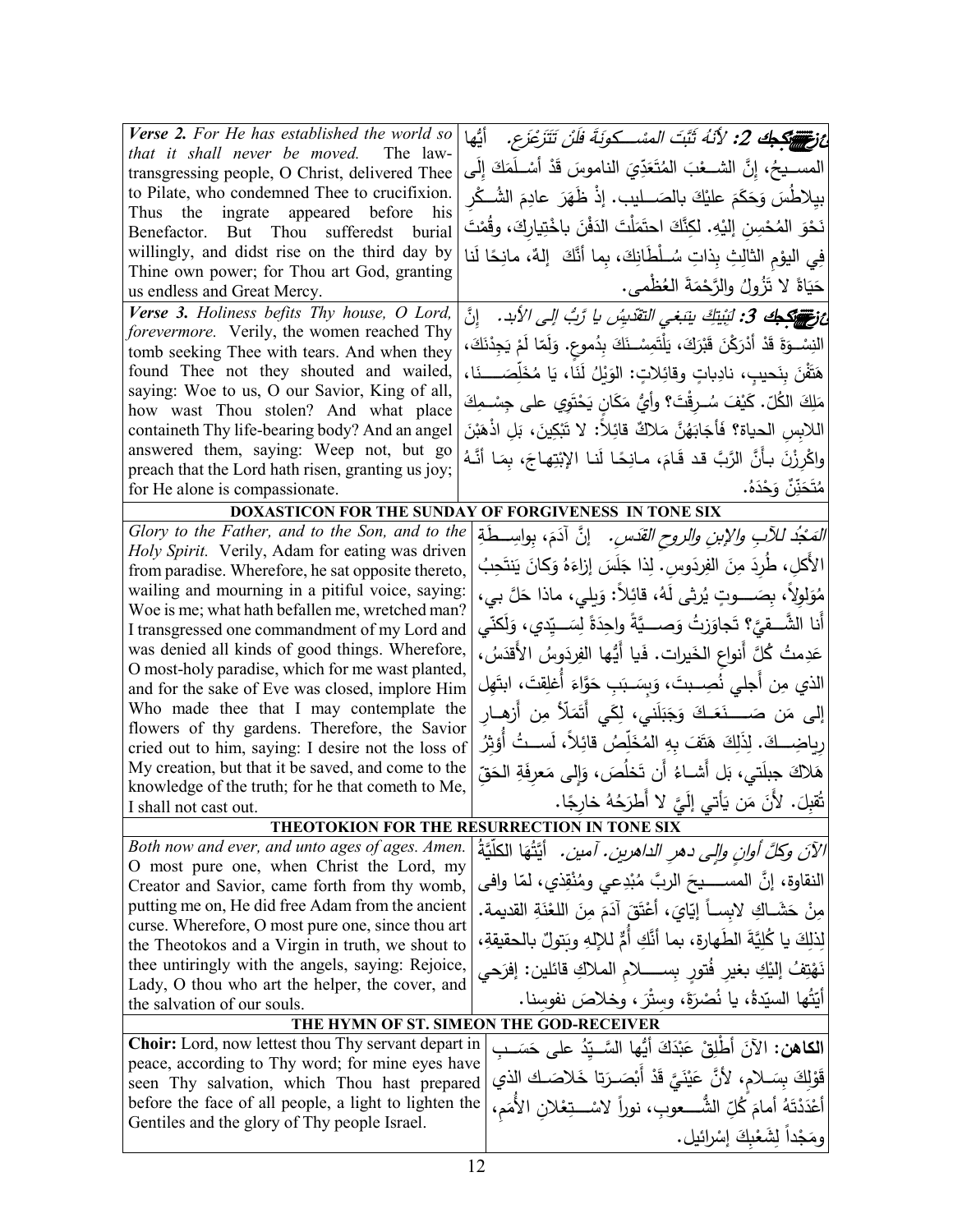| | |
|---|---|
| ***Verse 2.*** *For He has established the world so that it shall never be moved.* The law-transgressing people, O Christ, delivered Thee to Pilate, who condemned Thee to crucifixion. Thus the ingrate appeared before his Benefactor. But Thou sufferedst burial willingly, and didst rise on the third day by Thine own power; for Thou art God, granting us endless and Great Mercy. | ***عزعيكجك 2:*** *لأنهُ ثَبَّتَ المسْـكونَةَ فلَنْ تَتَزَعزَع.* أيُّها المســيحُ، إنَّ الشــعْبَ المُتَعَدّيَ الناموسَ قَدْ أسْـلَمَكَ إلَى بيلاطُسَ وَحَكَمَ عليْكَ بالصَــليب. إذْ ظَهَرَ عادِمَ الشُــكْرِ نَحْوَ المُحْسِنِ إليْهِ. لكِنَّكَ احتَمَلْتَ الدَفْنَ باخْتِيارِكَ، وقُمْتَ فِي اليوْمِ الثالِثِ بِذاتِ سُـلْطَانِكَ، بِما أنَّكَ إلهٌ، مانِحًا لَنا حَيَاةً لا تَزُولُ والرَّحْمَةَ العُظْمى. |
| ***Verse 3.*** *Holiness befits Thy house, O Lord, forevermore.* Verily, the women reached Thy tomb seeking Thee with tears. And when they found Thee not they shouted and wailed, saying: Woe to us, O our Savior, King of all, how wast Thou stolen? And what place containeth Thy life-bearing body? And an angel answered them, saying: Weep not, but go preach that the Lord hath risen, granting us joy; for He alone is compassionate. | ***عزعيكجك 3:*** *لبَيْتِكَ ينبَغي التقْديسُ يا رَبُّ إلى الأبد.* إنَّ النِسْـوَةَ قَدْ أدْرَكْنَ قَبْرَكَ، يَلْتَمِسْـنَكَ بِدُموعٍ. وَلَمّا لَمْ يَجِدْنَكَ، هَتَفْنَ بِنَحيبٍ، نادِباتٍ وقائِلاتٍ: الوَيْلُ لَنَا، يَا مُخَلِّصَـــنَا، مَلِكَ الكُلِّ. كَيْفَ سُـرِقْتَ؟ وأيُّ مَكانٍ يَحْتَوي على جِسْـمِكَ اللابِسِ الحياة؟ فَأَجَابَهُنَّ مَلاكٌ قائِلاً: لا تَبْكِينَ، بَلِ اذْهَبْنَ واكْرِزْنَ بأنَّ الرَّبَّ قد قَامَ، مانِحًا لَنا الابْتِهاجَ، بِمَا أنَّهُ مُتَحَنِّنٌ وَحْدَهُ. |

**DOXASTICON FOR THE SUNDAY OF FORGIVENESS IN TONE SIX**

| | |
|---|---|
| *Glory to the Father, and to the Son, and to the Holy Spirit.* Verily, Adam for eating was driven from paradise. Wherefore, he sat opposite thereto, wailing and mourning in a pitiful voice, saying: Woe is me; what hath befallen me, wretched man? I transgressed one commandment of my Lord and was denied all kinds of good things. Wherefore, O most-holy paradise, which for me wast planted, and for the sake of Eve was closed, implore Him Who made thee that I may contemplate the flowers of thy gardens. Therefore, the Savior cried out to him, saying: I desire not the loss of My creation, but that it be saved, and come to the knowledge of the truth; for he that cometh to Me, I shall not cast out. | *المَجْدُ للآبِ والإبنِ والروحِ القدسِ.* إنَّ آدَمَ، بواسِـطَةِ الأكلِ، طُرِدَ مِنَ الفِردَوسِ. لِذا جَلَسَ إزاءَهُ وَكانَ يَنتَحِبُ مُوَلوِلاً، بِصَـــوتٍ يُرثى لَهُ، قائِلاً: وَيلي، ماذا حَلَّ بي، أَنا الشَّــقِيِّ؟ تَجاوَزتُ وَصِــيَّةً واحِدَةً لِسَــيِّدي، وَلَكنّي عَدِمتُ كُلَّ أَنواعِ الخَيرات. فَيا أَيُّها الفِردَوسُ الأَقدَسُ، الذي مِن أَجلي نُصِـبتَ، وَبِسَـبَبِ حَوّاءَ أُغلِقتَ، ابتَهِل إلى مَن صَـــنَعَـكَ وَجَبَلَني، لِكَي أَتَمَلَّأَ مِن أَزهــارِ رِياضِــكَ. لِذَلِكَ هَتَفَ بِهِ المُخَلِّصُ قائِلاً، لَسـتُ أُؤثِرُ هَلاكَ جبلَتي، بَل أَشـاءُ أَن تَخلُصَ، وَإلى مَعرِفَةِ الحَقِّ تُقبِلَ. لأنَ مَن يَأتي إلَيَّ لا أَطرَحُهُ خارِجًا. |

**THEOTOKION FOR THE RESURRECTION IN TONE SIX**

| | |
|---|---|
| *Both now and ever, and unto ages of ages. Amen.* O most pure one, when Christ the Lord, my Creator and Savior, came forth from thy womb, putting me on, He did free Adam from the ancient curse. Wherefore, O most pure one, since thou art the Theotokos and a Virgin in truth, we shout to thee untiringly with the angels, saying: Rejoice, Lady, O thou who art the helper, the cover, and the salvation of our souls. | *الآنَ وكلَّ أوانٍ وإلى دهرِ الداهرين. آمين.* أيَّتُهَا الكلِّيَّةُ النقاوة، إنَّ المســـيحَ الربَّ مُبْدِعي ومُنْقِذي، لمّا وافى مِنْ حَشَـاكِ لابِساً إيّايَ، أعْتَقَ آدَمَ مِنَ اللعْنَةِ القديمة. لِذلِكَ يا كُلِيَّةَ الطَهارة، بما أنَّكِ أُمٌّ للإلهِ وبَتولٌ بالحقيقةِ، نَهْتِفُ إليْكِ بغيرِ فُتورٍ بِســـلامِ الملاكِ قائلين: إفرَحي أيّتُها السيّدةُ، يا نُصْرَةَ، وسِتْرَ، وخلاصَ نفوسِنا. |

**THE HYMN OF ST. SIMEON THE GOD-RECEIVER**

| | |
|---|---|
| **Choir:** Lord, now lettest thou Thy servant depart in peace, according to Thy word; for mine eyes have seen Thy salvation, which Thou hast prepared before the face of all people, a light to lighten the Gentiles and the glory of Thy people Israel. | **الكاهن:** الآنَ أَطْلِقْ عَبْدَكَ أيُّها السَّـيِّدُ على حَسَـبِ قَوْلِكَ بِسَـلامٍ، لأنَّ عَيْنَيَّ قَدْ أبْصَـرَتا خَلاصَـكَ الذي أعْدَدْتَهُ أمامَ كُلِّ الشُّـــعوبِ، نوراً لاسْـــتِعْلانِ الأُمَمِ، ومَجْداً لِشَعْبِكَ إسْرائيل. |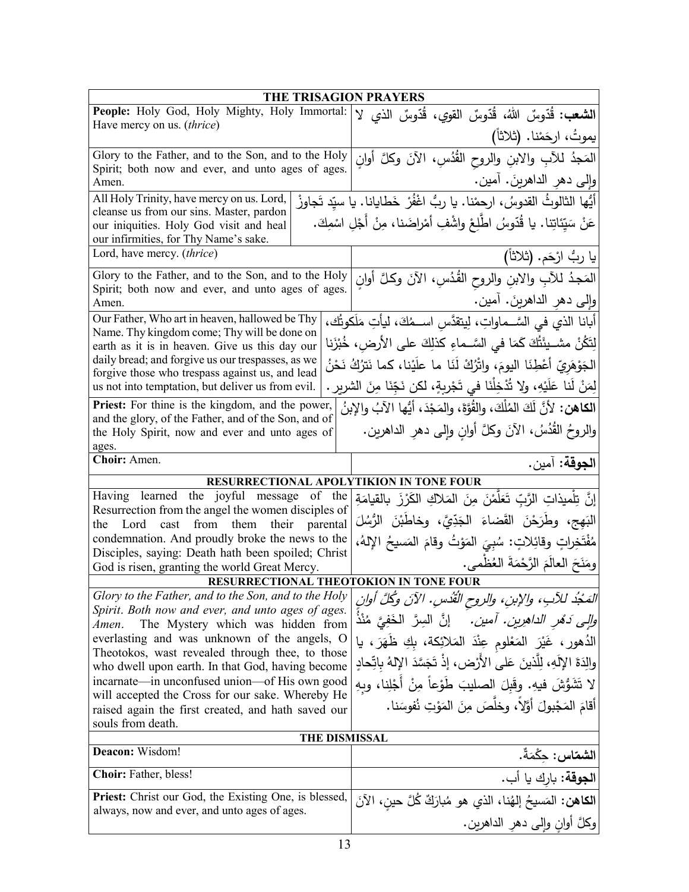| THE TRISAGION PRAYERS | |
|---|---|
| **People:** Holy God, Holy Mighty, Holy Immortal: Have mercy on us. (*thrice*) | **الشعب:** قُدّوسٌ اللهُ، قُدّوسٌ القوي، قُدّوسٌ الذي لا يموتُ، ارحَمْنا. (ثلاثاً) |
| Glory to the Father, and to the Son, and to the Holy Spirit; both now and ever, and unto ages of ages. Amen. | المَجدُ للآبِ والابنِ والروحِ القُدُسِ، الآنَ وكلَّ أوانٍ وإلى دهرِ الداهرينَ. آمين. |
| All Holy Trinity, have mercy on us. Lord, cleanse us from our sins. Master, pardon our iniquities. Holy God visit and heal our infirmities, for Thy Name's sake. | أيُّها الثالوثُ القدوسُ، ارحمْنا. يا ربُّ اغْفُرْ خَطايانا. يا سيّد تَجاوزْ عَنْ سَيّئاتِنا. يا قُدّوسُ اطَّلِعْ واشْفِ أمْراضَنا، مِنْ أَجْلِ اسْمِكَ. |
| Lord, have mercy. (*thrice*) | يا ربُّ ارْحَم. (ثلاثاً) |
| Glory to the Father, and to the Son, and to the Holy Spirit; both now and ever, and unto ages of ages. Amen. | المَجدُ للآبِ والابنِ والروحِ القُدُسِ، الآنَ وكلَّ أوانٍ وإلى دهرِ الداهرينَ. آمين. |
| Our Father, Who art in heaven, hallowed be Thy Name. Thy kingdom come; Thy will be done on earth as it is in heaven. Give us this day our daily bread; and forgive us our trespasses, as we forgive those who trespass against us, and lead us not into temptation, but deliver us from evil. | أبانا الذي في السَّماواتِ، لِيتقدَّسِ اسمُكَ، ليأتِ مَلَكوتُك، لِتَكُنْ مشيئَتُكَ كَمَا في السَّماءِ كذلِكَ على الأرضِ، خُبْزَنا الجَوْهَرِيّ أعْطِنَا اليومَ، واتْرُكْ لَنَا ما علَيْنا، كما نَترُكُ نَحْنُ لِمَنْ لَنا عَلَيْهِ، ولا تُدْخِلْنَا في تَجْرِبةٍ، لكن نَجِّنَا مِنَ الشرير. |
| **Priest:** For thine is the kingdom, and the power, and the glory, of the Father, and of the Son, and of the Holy Spirit, now and ever and unto ages of ages. | **الكاهن:** لأنَّ لَكَ المُلْكَ، والقُوَّةَ، والمَجْدَ، أيُّها الآبُ والإبنُ والروحُ القُدُسُ، الآنَ وكلَّ أوانٍ وإلى دهرِ الداهرين. |
| **Choir:** Amen. | **الجوقة:** آمين. |
| **RESURRECTIONAL APOLYTIKION IN TONE FOUR** | |
| Having learned the joyful message of the Resurrection from the angel the women disciples of the Lord cast from them their parental condemnation. And proudly broke the news to the Disciples, saying: Death hath been spoiled; Christ God is risen, granting the world Great Mercy. | إنَّ تِلْميذاتِ الرَّبِّ تَعَلَّمْنَ مِنَ المَلاكِ الكَرْزَ بالقيامَةِ البَهِج، وطَرَحْنَ القَضاءَ الجَدِّيَّ، وخاطَبْنَ الرُّسُلَ مُفْتَخِراتٍ وقائِلاتٍ: سُبِيَ المَوْتُ وقامَ المَسيحُ الإلهُ، ومَنَحَ العالَمَ الرَّحْمَةَ العُظْمى. |
| **RESURRECTIONAL THEOTOKION IN TONE FOUR** | |
| *Glory to the Father, and to the Son, and to the Holy Spirit. Both now and ever, and unto ages of ages. Amen.* The Mystery which was hidden from everlasting and was unknown of the angels, O Theotokos, wast revealed through thee, to those who dwell upon earth. In that God, having become incarnate—in unconfused union—of His own good will accepted the Cross for our sake. Whereby He raised again the first created, and hath saved our souls from death. | *المَجْدُ للآبِ، والإبنِ، والروحِ القُدُسِ. الآنَ وكُلَّ أوانٍ وإلى دَهْرِ الداهِرين. آمين.* إنَّ السِرَّ الخَفِيَّ مُنْذُ الدُهور، غَيْرَ المَعْلومِ عِنْدَ المَلائِكة، بِكِ ظَهَرَ، يا والِدَةَ الإلَهِ، لِلَّذينَ عَلى الأَرْض، إذْ تَجَسَّدَ الإلهُ باتِّحادٍ لا تَشَوُّشَ فيه. وقَبِلَ الصليبَ طَوْعاً مِنْ أَجْلِنا، وبِهِ أَقامَ المَجْبولَ أوَّلاً، وخلَّصَ مِنَ المَوْتِ نُفوسَنا. |
| **THE DISMISSAL** | |
| **Deacon:** Wisdom! | **الشمّاس:** حِكْمَةٌ. |
| **Choir:** Father, bless! | **الجوقة:** بارِك يا أب. |
| **Priest:** Christ our God, the Existing One, is blessed, always, now and ever, and unto ages of ages. | **الكاهن:** المَسيحُ إلهُنا، الذي هو مُبارَكٌ كُلَّ حينٍ، الآنَ وكلَّ أوانٍ وإلى دهرِ الداهرين. |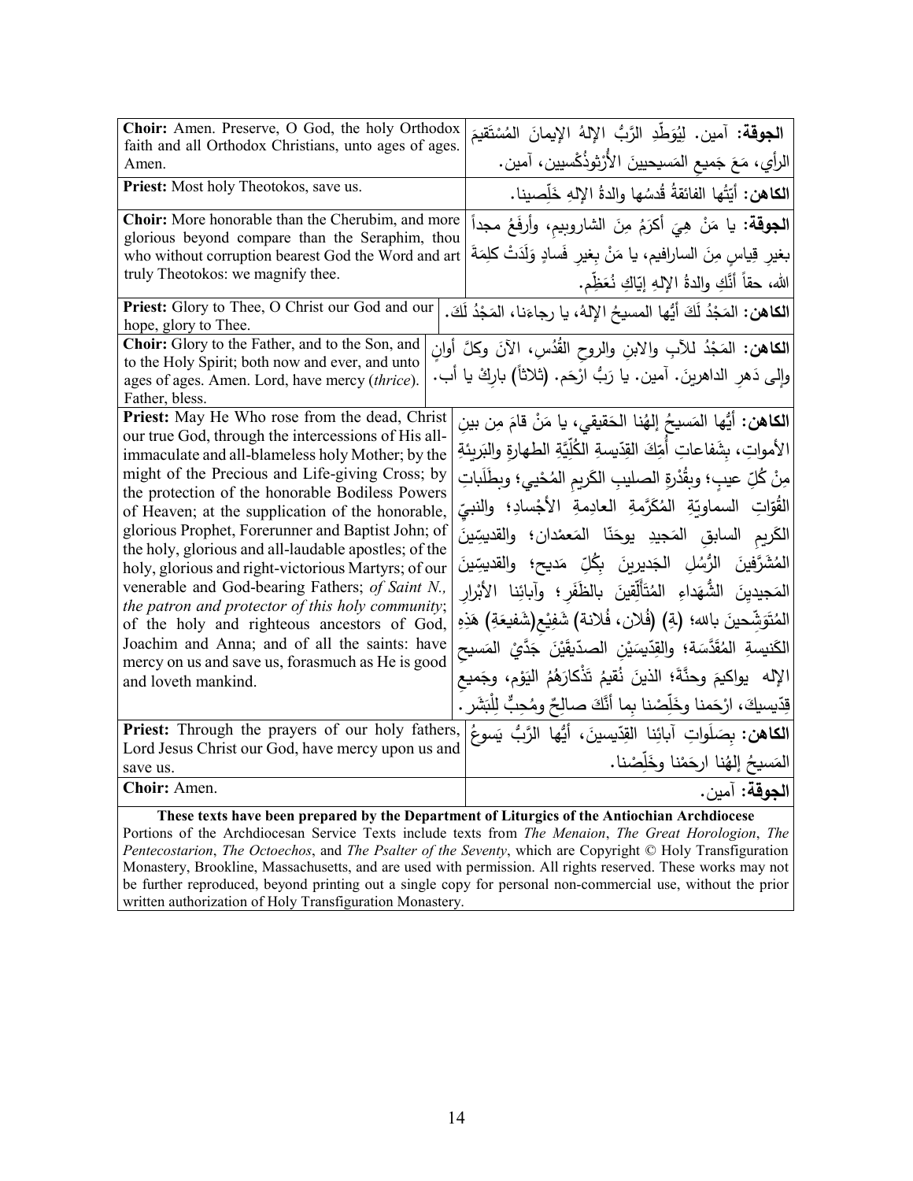| | |
|---|---|
| **Choir:** Amen. Preserve, O God, the holy Orthodox faith and all Orthodox Christians, unto ages of ages. Amen. | **الجوقة:** آمين. لِيُوَطِّدِ الرَّبُّ الإلهُ الإيمانَ المُسْتَقيمَ الرأيِ، مَعَ جَميعِ المَسيحيينَ الأُرْثوذُكْسِيين، آمين. |
| **Priest:** Most holy Theotokos, save us. | **الكاهن:** أيّتُها الفائقةُ قُدسُها والدةُ الإلهِ خَلِّصينا. |
| **Choir:** More honorable than the Cherubim, and more glorious beyond compare than the Seraphim, thou who without corruption bearest God the Word and art truly Theotokos: we magnify thee. | **الجوقة:** يا مَنْ هِيَ أكرَمُ مِنَ الشاروبيمِ، وأرفَعُ مجداً بغيرِ قِياسٍ مِنَ السارافيم، يا مَنْ بِغيرِ فَسادٍ وَلَدَتْ كلِمَةَ الله، حقاً أنَّكِ والدةُ الإلهِ إيّاكِ نُعَظِّم. |
| **Priest:** Glory to Thee, O Christ our God and our hope, glory to Thee. | **الكاهن:** المَجْدُ لَكَ أيُّها المسيحُ الإلهُ، يا رجاءَنا، المَجْدُ لَكَ. |
| **Choir:** Glory to the Father, and to the Son, and to the Holy Spirit; both now and ever, and unto ages of ages. Amen. Lord, have mercy (*thrice*). Father, bless. | **الكاهن:** المَجْدُ للآبِ والابنِ والروحِ القُدُسِ، الآنَ وكلَّ أوانٍ وإلى دَهرِ الداهرينَ. آمين. يا رَبُّ ارْحَم. (ثلاثاً) بارِكْ يا أب. |
| **Priest:** May He Who rose from the dead, Christ our true God, through the intercessions of His all-immaculate and all-blameless holy Mother; by the might of the Precious and Life-giving Cross; by the protection of the honorable Bodiless Powers of Heaven; at the supplication of the honorable, glorious Prophet, Forerunner and Baptist John; of the holy, glorious and all-laudable apostles; of the holy, glorious and right-victorious Martyrs; of our venerable and God-bearing Fathers; *of Saint N., the patron and protector of this holy community*; of the holy and righteous ancestors of God, Joachim and Anna; and of all the saints: have mercy on us and save us, forasmuch as He is good and loveth mankind. | **الكاهن:** أيُّها المَسيحُ إلهُنا الحَقيقي، يا مَنْ قامَ مِن بينِ الأمواتِ، بِشَفاعاتِ أُمِّكَ القِدّيسةِ الكُلِّيَّةِ الطهارةِ والبَريئةِ مِنْ كُلِّ عيبٍ؛ وبِقُدْرةِ الصليبِ الكَريمِ المُحْيي؛ وبطَلَباتِ القُوّاتِ السماويّةِ المُكَرَّمةِ العادِمةِ الأجْسادِ؛ والنبيِّ الكَريمِ السابقِ المَجيدِ يوحَنّا المَعمْدان؛ والقديسِّينَ المُشَرَّفينَ الرُّسُلِ الجَديرينَ بِكُلِّ مَديحٍ؛ والقديسِّينَ المَجيدينَ الشُّهَداءِ المُتَأَلِّقينَ بالظَفَرِ؛ وآبائِنا الأبْرارِ المُتَوَشِّحينَ بالله؛ (لِـ) (فُلان، فُلانة) شَفيْعِ(شَفيعَةِ) هَذِهِ الكَنيسةِ المُقَدَّسَة؛ والقِدّيسَيْنِ الصدّيقَيْنِ جَدَّيْ المَسيحِ الإله يواكيمَ وحنَّةَ؛ الذينَ نُقيمُ تَذْكارَهُمُ اليَوْم، وجَميعِ قِدّيسيكَ، ارْحَمنا وخَلِّصْنا بما أنَّكَ صالحٌ ومُحِبٌّ لِلْبَشَر. |
| **Priest:** Through the prayers of our holy fathers, Lord Jesus Christ our God, have mercy upon us and save us. | **الكاهن:** بِصَلَواتِ آبائِنا القِدّيسينَ، أيُّها الرَّبُّ يَسوعُ المَسيحُ إلهُنا ارحَمْنا وخَلِّصْنا. |
| **Choir:** Amen. | **الجوقة:** آمين. |

**These texts have been prepared by the Department of Liturgics of the Antiochian Archdiocese**

Portions of the Archdiocesan Service Texts include texts from *The Menaion*, *The Great Horologion*, *The Pentecostarion*, *The Octoechos*, and *The Psalter of the Seventy*, which are Copyright © Holy Transfiguration Monastery, Brookline, Massachusetts, and are used with permission. All rights reserved. These works may not be further reproduced, beyond printing out a single copy for personal non-commercial use, without the prior written authorization of Holy Transfiguration Monastery.